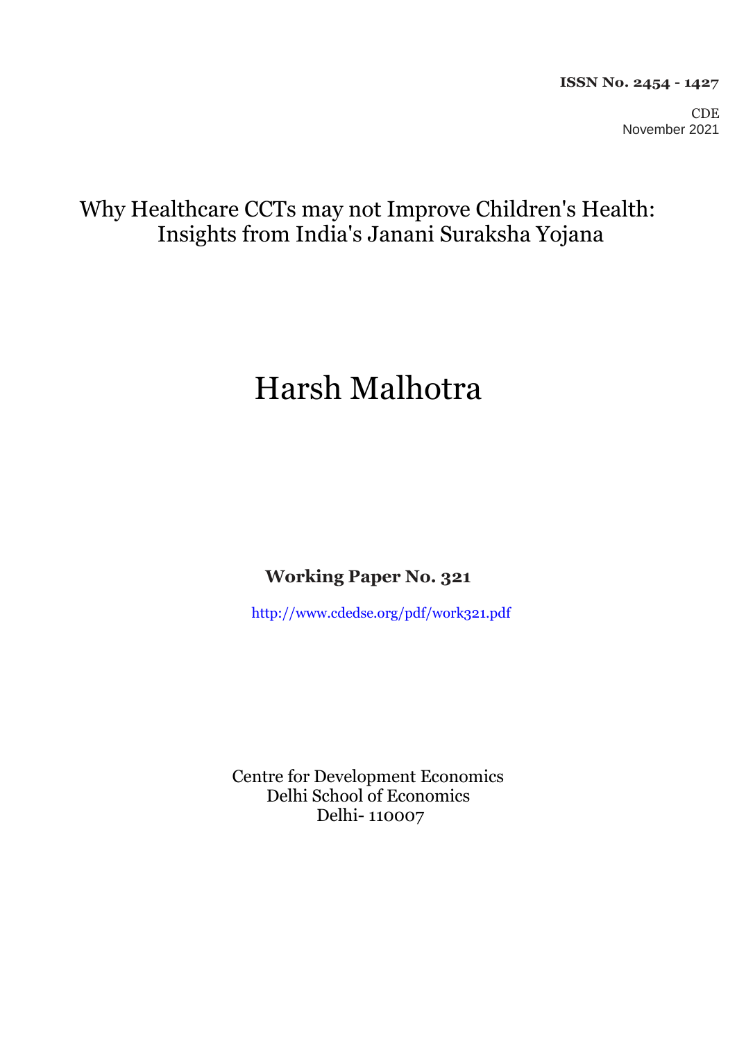**ISSN No. 2454 - 1427**

CDE
November 2021

# Why Healthcare CCTs may not Improve Children's Health: Insights from India's Janani Suraksha Yojana

## Harsh Malhotra

**Working Paper No. 321**

http://www.cdedse.org/pdf/work321.pdf

Centre for Development Economics
Delhi School of Economics
Delhi- 110007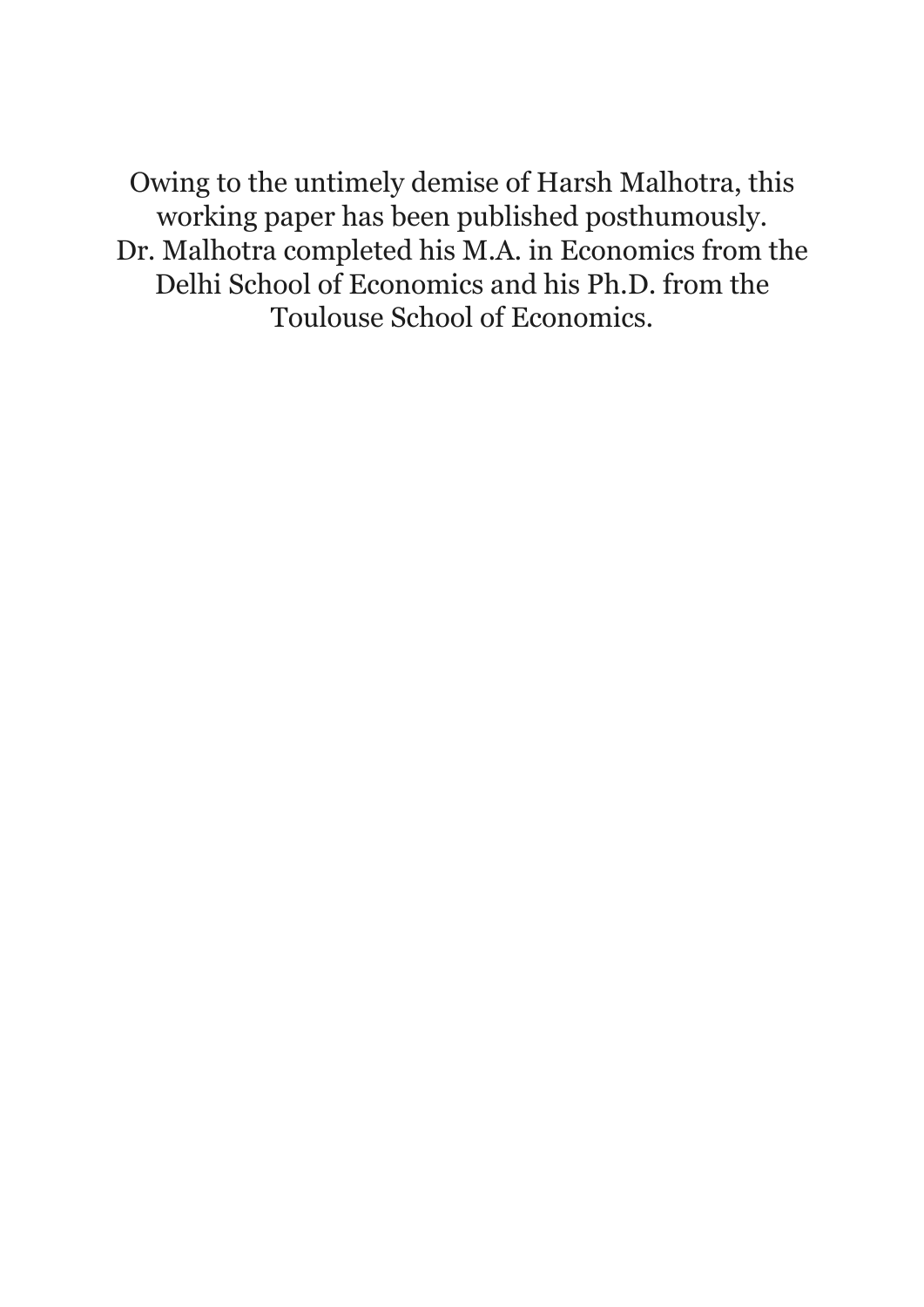Owing to the untimely demise of Harsh Malhotra, this working paper has been published posthumously. Dr. Malhotra completed his M.A. in Economics from the Delhi School of Economics and his Ph.D. from the Toulouse School of Economics.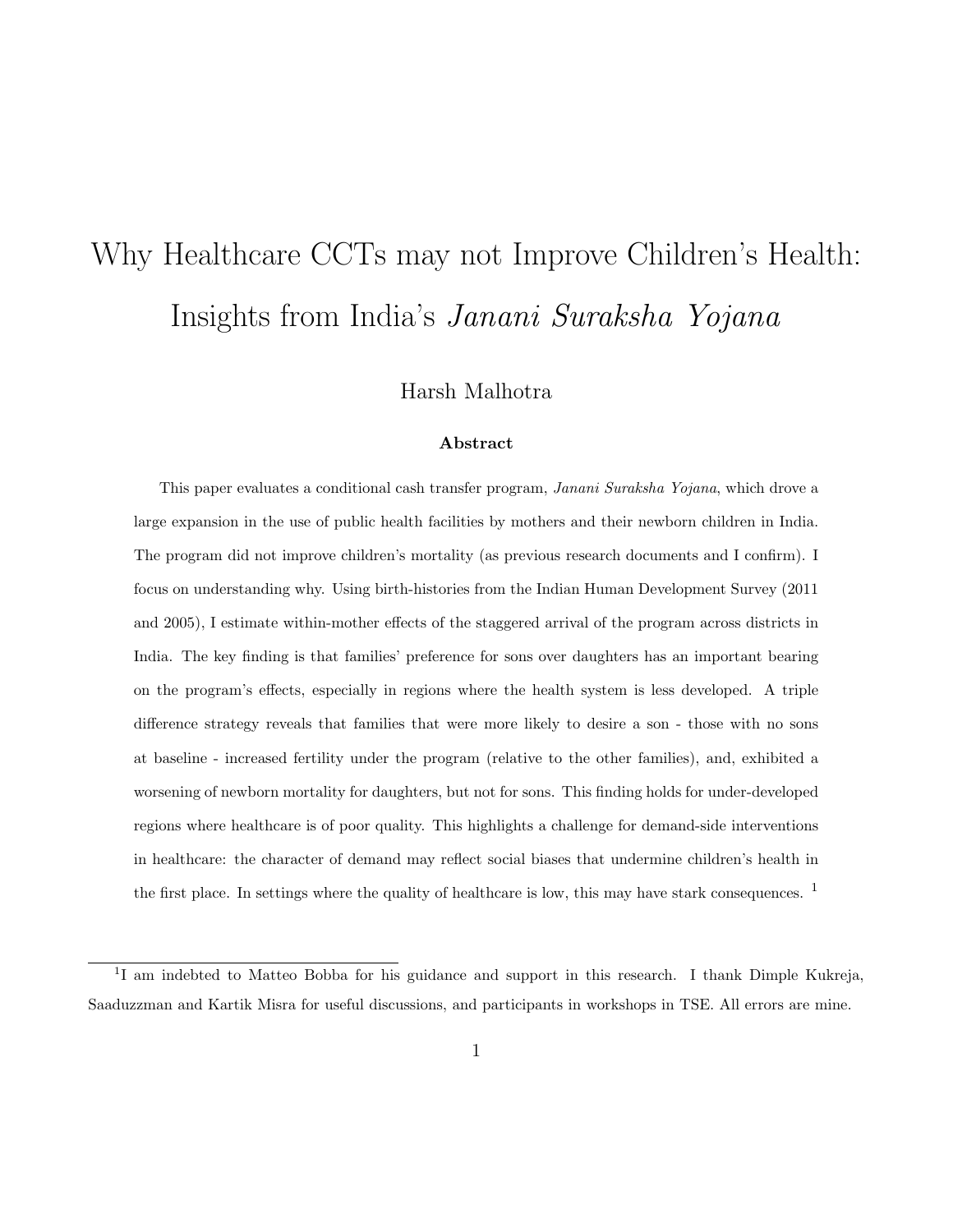# Why Healthcare CCTs may not Improve Children's Health: Insights from India's *Janani Suraksha Yojana*

Harsh Malhotra

**Abstract**

This paper evaluates a conditional cash transfer program, *Janani Suraksha Yojana*, which drove a large expansion in the use of public health facilities by mothers and their newborn children in India. The program did not improve children's mortality (as previous research documents and I confirm). I focus on understanding why. Using birth-histories from the Indian Human Development Survey (2011 and 2005), I estimate within-mother effects of the staggered arrival of the program across districts in India. The key finding is that families' preference for sons over daughters has an important bearing on the program's effects, especially in regions where the health system is less developed. A triple difference strategy reveals that families that were more likely to desire a son - those with no sons at baseline - increased fertility under the program (relative to the other families), and, exhibited a worsening of newborn mortality for daughters, but not for sons. This finding holds for under-developed regions where healthcare is of poor quality. This highlights a challenge for demand-side interventions in healthcare: the character of demand may reflect social biases that undermine children's health in the first place. In settings where the quality of healthcare is low, this may have stark consequences. [1]

[1] I am indebted to Matteo Bobba for his guidance and support in this research. I thank Dimple Kukreja, Saaduzzman and Kartik Misra for useful discussions, and participants in workshops in TSE. All errors are mine.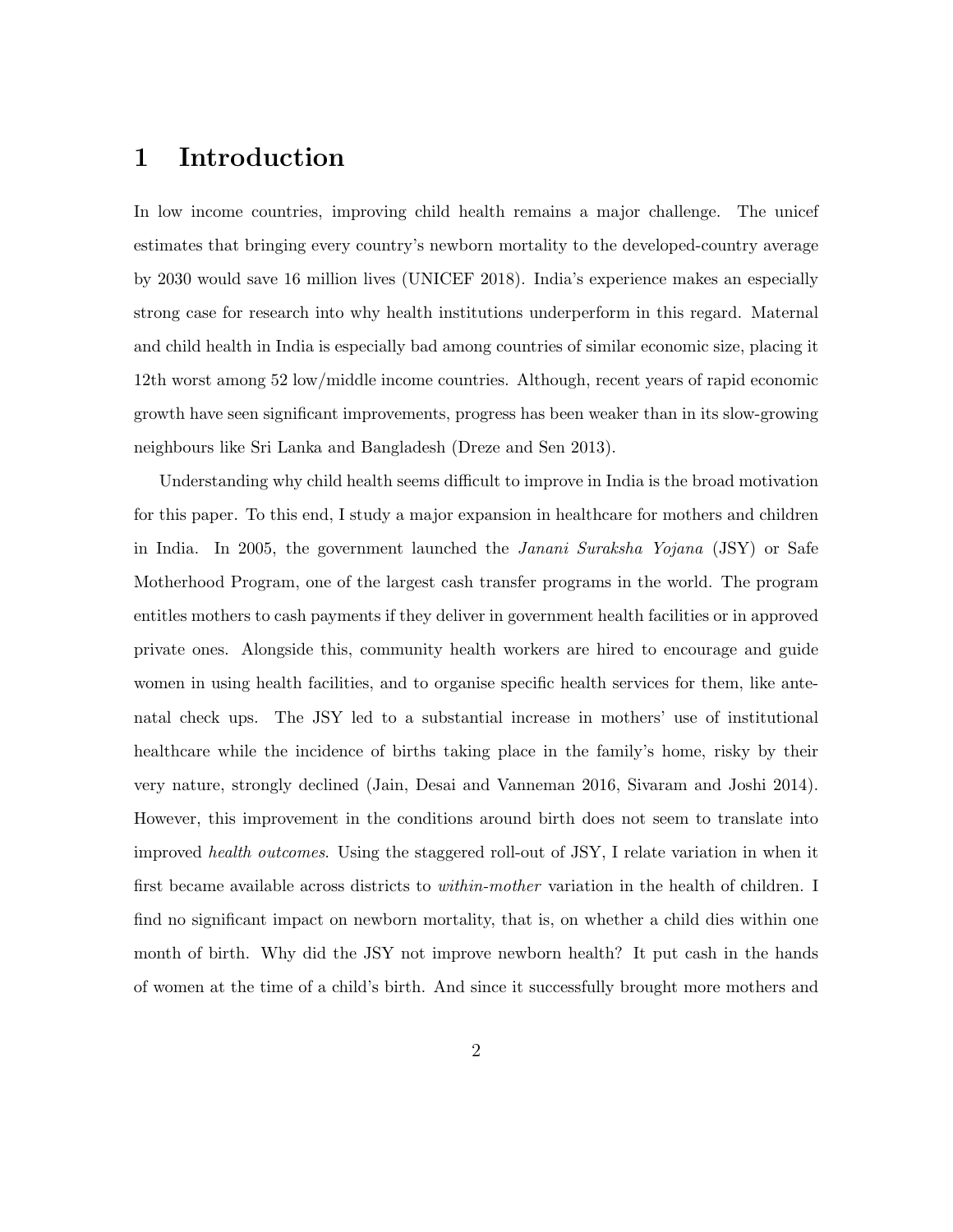# 1 Introduction

In low income countries, improving child health remains a major challenge. The unicef estimates that bringing every country's newborn mortality to the developed-country average by 2030 would save 16 million lives (UNICEF 2018). India's experience makes an especially strong case for research into why health institutions underperform in this regard. Maternal and child health in India is especially bad among countries of similar economic size, placing it 12th worst among 52 low/middle income countries. Although, recent years of rapid economic growth have seen significant improvements, progress has been weaker than in its slow-growing neighbours like Sri Lanka and Bangladesh (Dreze and Sen 2013).

Understanding why child health seems difficult to improve in India is the broad motivation for this paper. To this end, I study a major expansion in healthcare for mothers and children in India. In 2005, the government launched the *Janani Suraksha Yojana* (JSY) or Safe Motherhood Program, one of the largest cash transfer programs in the world. The program entitles mothers to cash payments if they deliver in government health facilities or in approved private ones. Alongside this, community health workers are hired to encourage and guide women in using health facilities, and to organise specific health services for them, like ante-natal check ups. The JSY led to a substantial increase in mothers' use of institutional healthcare while the incidence of births taking place in the family's home, risky by their very nature, strongly declined (Jain, Desai and Vanneman 2016, Sivaram and Joshi 2014). However, this improvement in the conditions around birth does not seem to translate into improved *health outcomes*. Using the staggered roll-out of JSY, I relate variation in when it first became available across districts to *within-mother* variation in the health of children. I find no significant impact on newborn mortality, that is, on whether a child dies within one month of birth. Why did the JSY not improve newborn health? It put cash in the hands of women at the time of a child's birth. And since it successfully brought more mothers and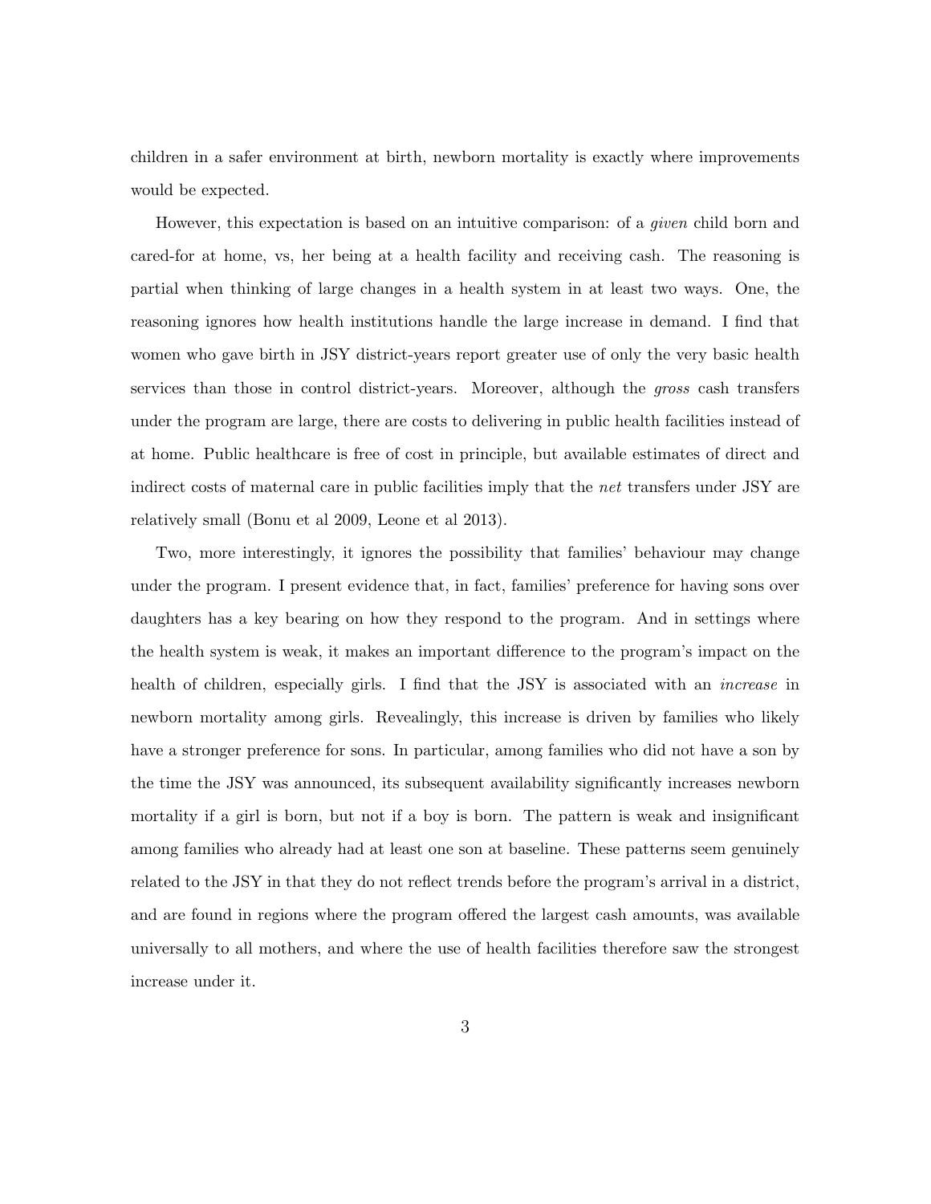children in a safer environment at birth, newborn mortality is exactly where improvements would be expected.

However, this expectation is based on an intuitive comparison: of a *given* child born and cared-for at home, vs, her being at a health facility and receiving cash. The reasoning is partial when thinking of large changes in a health system in at least two ways. One, the reasoning ignores how health institutions handle the large increase in demand. I find that women who gave birth in JSY district-years report greater use of only the very basic health services than those in control district-years. Moreover, although the *gross* cash transfers under the program are large, there are costs to delivering in public health facilities instead of at home. Public healthcare is free of cost in principle, but available estimates of direct and indirect costs of maternal care in public facilities imply that the *net* transfers under JSY are relatively small (Bonu et al 2009, Leone et al 2013).

Two, more interestingly, it ignores the possibility that families' behaviour may change under the program. I present evidence that, in fact, families' preference for having sons over daughters has a key bearing on how they respond to the program. And in settings where the health system is weak, it makes an important difference to the program's impact on the health of children, especially girls. I find that the JSY is associated with an *increase* in newborn mortality among girls. Revealingly, this increase is driven by families who likely have a stronger preference for sons. In particular, among families who did not have a son by the time the JSY was announced, its subsequent availability significantly increases newborn mortality if a girl is born, but not if a boy is born. The pattern is weak and insignificant among families who already had at least one son at baseline. These patterns seem genuinely related to the JSY in that they do not reflect trends before the program's arrival in a district, and are found in regions where the program offered the largest cash amounts, was available universally to all mothers, and where the use of health facilities therefore saw the strongest increase under it.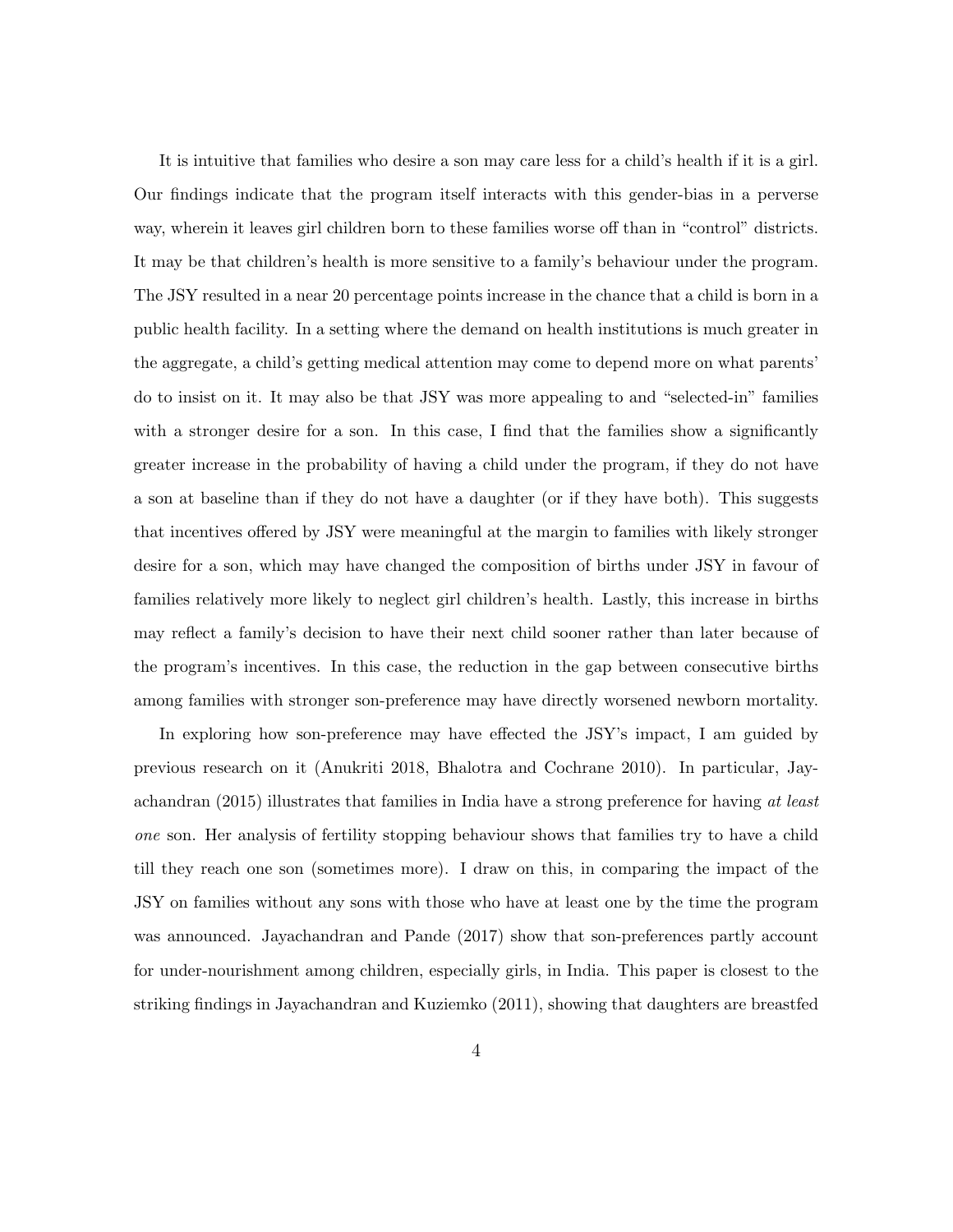It is intuitive that families who desire a son may care less for a child's health if it is a girl. Our findings indicate that the program itself interacts with this gender-bias in a perverse way, wherein it leaves girl children born to these families worse off than in "control" districts. It may be that children's health is more sensitive to a family's behaviour under the program. The JSY resulted in a near 20 percentage points increase in the chance that a child is born in a public health facility. In a setting where the demand on health institutions is much greater in the aggregate, a child's getting medical attention may come to depend more on what parents' do to insist on it. It may also be that JSY was more appealing to and "selected-in" families with a stronger desire for a son. In this case, I find that the families show a significantly greater increase in the probability of having a child under the program, if they do not have a son at baseline than if they do not have a daughter (or if they have both). This suggests that incentives offered by JSY were meaningful at the margin to families with likely stronger desire for a son, which may have changed the composition of births under JSY in favour of families relatively more likely to neglect girl children's health. Lastly, this increase in births may reflect a family's decision to have their next child sooner rather than later because of the program's incentives. In this case, the reduction in the gap between consecutive births among families with stronger son-preference may have directly worsened newborn mortality.

In exploring how son-preference may have effected the JSY's impact, I am guided by previous research on it (Anukriti 2018, Bhalotra and Cochrane 2010). In particular, Jayachandran (2015) illustrates that families in India have a strong preference for having *at least one* son. Her analysis of fertility stopping behaviour shows that families try to have a child till they reach one son (sometimes more). I draw on this, in comparing the impact of the JSY on families without any sons with those who have at least one by the time the program was announced. Jayachandran and Pande (2017) show that son-preferences partly account for under-nourishment among children, especially girls, in India. This paper is closest to the striking findings in Jayachandran and Kuziemko (2011), showing that daughters are breastfed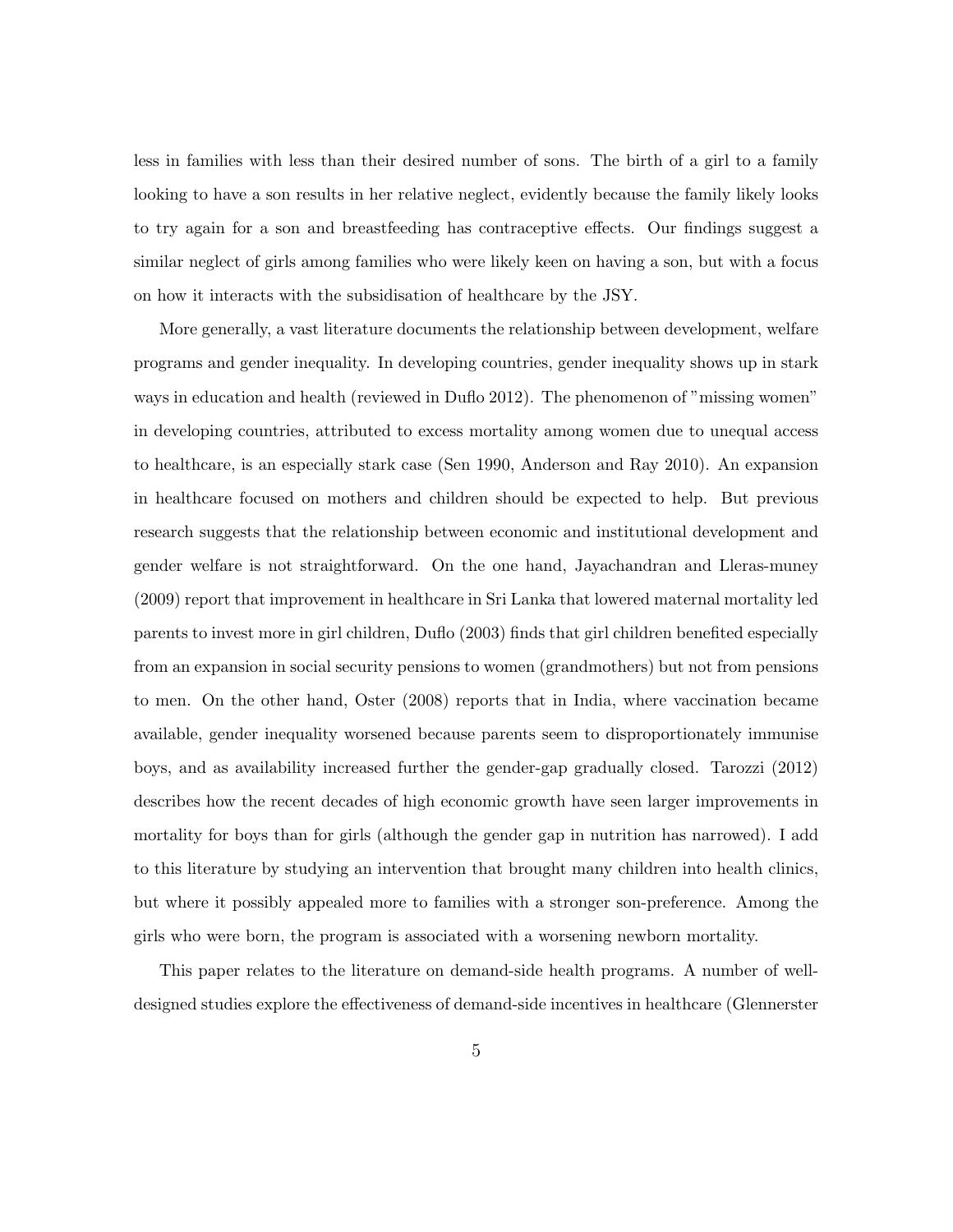less in families with less than their desired number of sons. The birth of a girl to a family looking to have a son results in her relative neglect, evidently because the family likely looks to try again for a son and breastfeeding has contraceptive effects. Our findings suggest a similar neglect of girls among families who were likely keen on having a son, but with a focus on how it interacts with the subsidisation of healthcare by the JSY.

More generally, a vast literature documents the relationship between development, welfare programs and gender inequality. In developing countries, gender inequality shows up in stark ways in education and health (reviewed in Duflo 2012). The phenomenon of "missing women" in developing countries, attributed to excess mortality among women due to unequal access to healthcare, is an especially stark case (Sen 1990, Anderson and Ray 2010). An expansion in healthcare focused on mothers and children should be expected to help. But previous research suggests that the relationship between economic and institutional development and gender welfare is not straightforward. On the one hand, Jayachandran and Lleras-muney (2009) report that improvement in healthcare in Sri Lanka that lowered maternal mortality led parents to invest more in girl children, Duflo (2003) finds that girl children benefited especially from an expansion in social security pensions to women (grandmothers) but not from pensions to men. On the other hand, Oster (2008) reports that in India, where vaccination became available, gender inequality worsened because parents seem to disproportionately immunise boys, and as availability increased further the gender-gap gradually closed. Tarozzi (2012) describes how the recent decades of high economic growth have seen larger improvements in mortality for boys than for girls (although the gender gap in nutrition has narrowed). I add to this literature by studying an intervention that brought many children into health clinics, but where it possibly appealed more to families with a stronger son-preference. Among the girls who were born, the program is associated with a worsening newborn mortality.

This paper relates to the literature on demand-side health programs. A number of well-designed studies explore the effectiveness of demand-side incentives in healthcare (Glennerster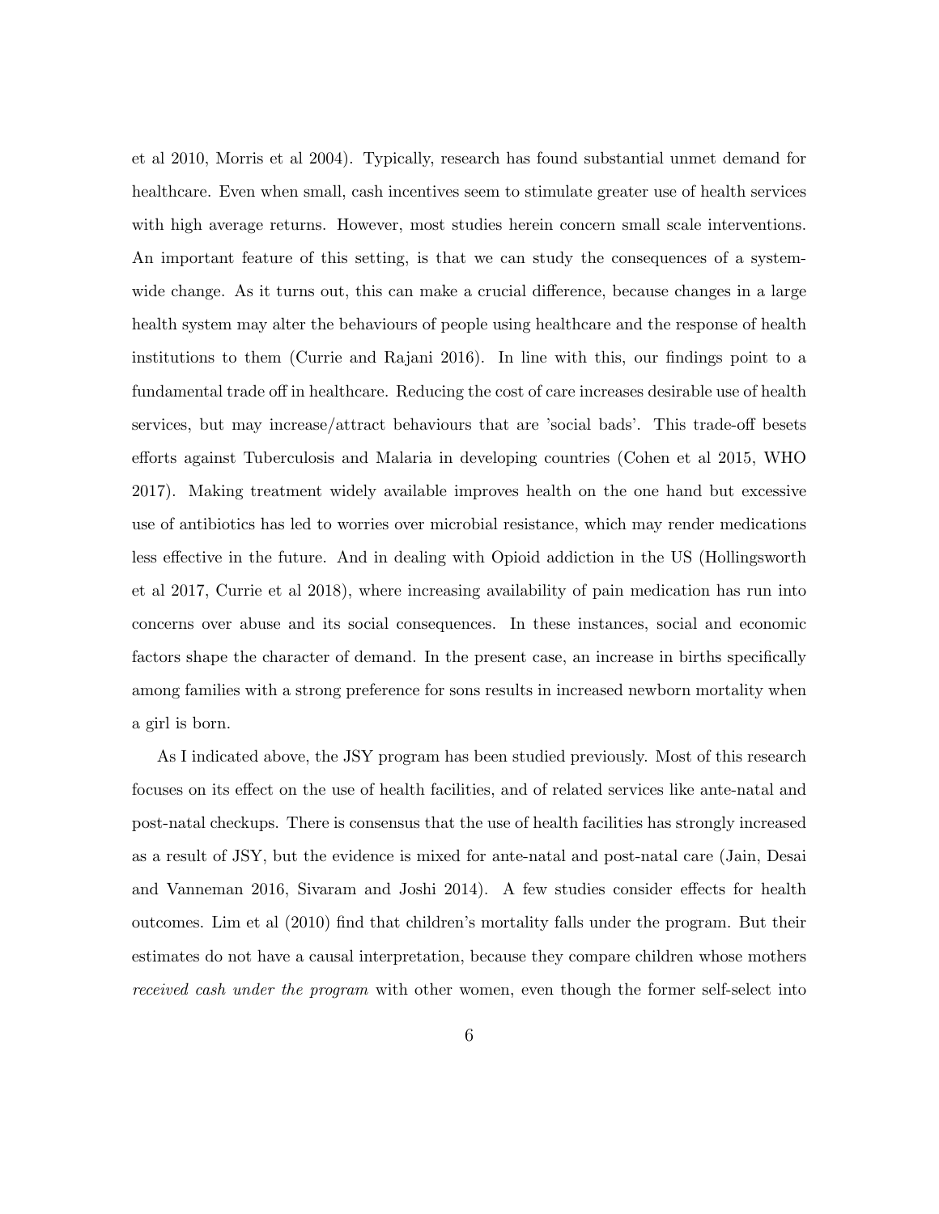et al 2010, Morris et al 2004). Typically, research has found substantial unmet demand for healthcare. Even when small, cash incentives seem to stimulate greater use of health services with high average returns. However, most studies herein concern small scale interventions. An important feature of this setting, is that we can study the consequences of a system-wide change. As it turns out, this can make a crucial difference, because changes in a large health system may alter the behaviours of people using healthcare and the response of health institutions to them (Currie and Rajani 2016). In line with this, our findings point to a fundamental trade off in healthcare. Reducing the cost of care increases desirable use of health services, but may increase/attract behaviours that are 'social bads'. This trade-off besets efforts against Tuberculosis and Malaria in developing countries (Cohen et al 2015, WHO 2017). Making treatment widely available improves health on the one hand but excessive use of antibiotics has led to worries over microbial resistance, which may render medications less effective in the future. And in dealing with Opioid addiction in the US (Hollingsworth et al 2017, Currie et al 2018), where increasing availability of pain medication has run into concerns over abuse and its social consequences. In these instances, social and economic factors shape the character of demand. In the present case, an increase in births specifically among families with a strong preference for sons results in increased newborn mortality when a girl is born.

As I indicated above, the JSY program has been studied previously. Most of this research focuses on its effect on the use of health facilities, and of related services like ante-natal and post-natal checkups. There is consensus that the use of health facilities has strongly increased as a result of JSY, but the evidence is mixed for ante-natal and post-natal care (Jain, Desai and Vanneman 2016, Sivaram and Joshi 2014). A few studies consider effects for health outcomes. Lim et al (2010) find that children's mortality falls under the program. But their estimates do not have a causal interpretation, because they compare children whose mothers *received cash under the program* with other women, even though the former self-select into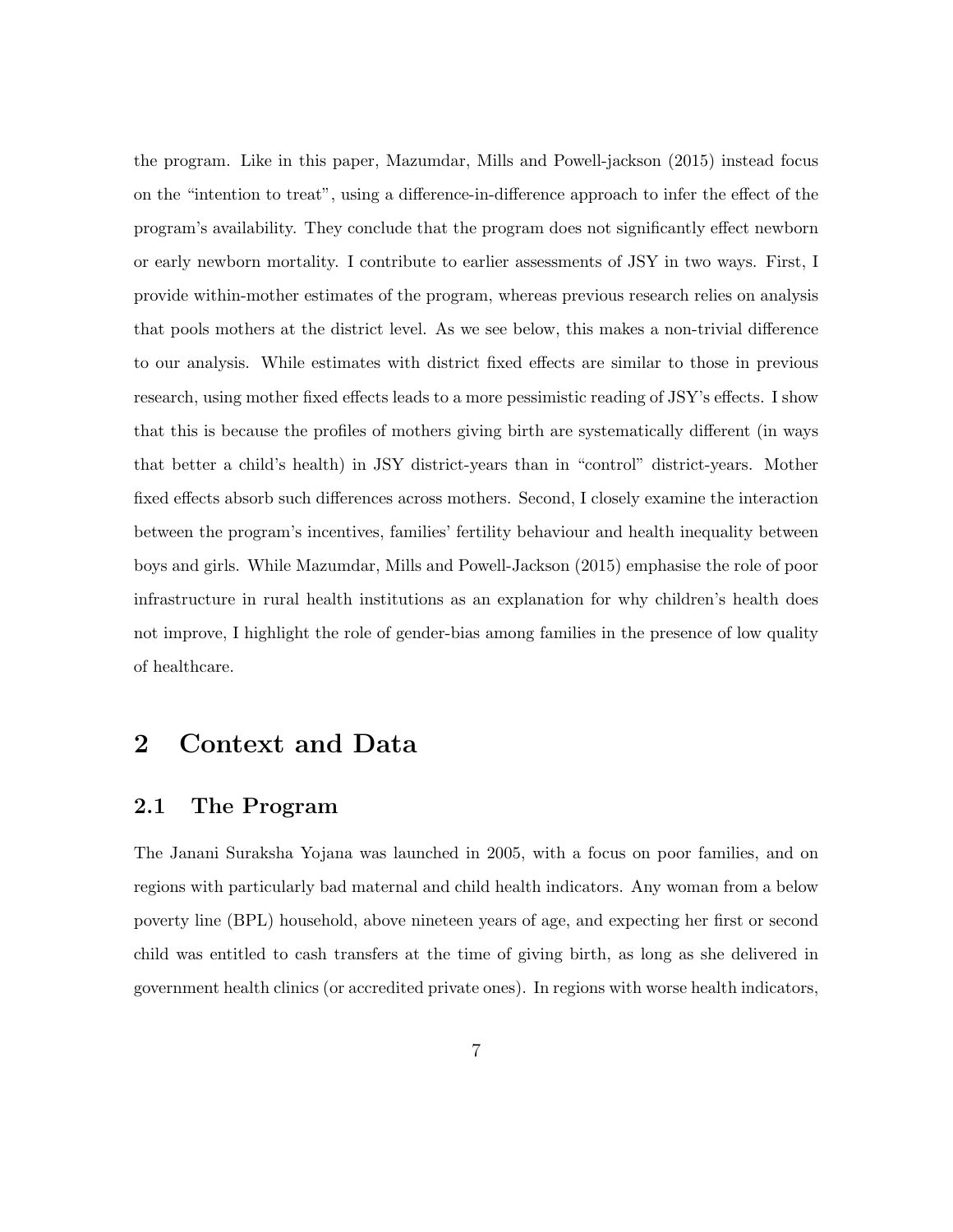the program. Like in this paper, Mazumdar, Mills and Powell-jackson (2015) instead focus on the "intention to treat", using a difference-in-difference approach to infer the effect of the program's availability. They conclude that the program does not significantly effect newborn or early newborn mortality. I contribute to earlier assessments of JSY in two ways. First, I provide within-mother estimates of the program, whereas previous research relies on analysis that pools mothers at the district level. As we see below, this makes a non-trivial difference to our analysis. While estimates with district fixed effects are similar to those in previous research, using mother fixed effects leads to a more pessimistic reading of JSY's effects. I show that this is because the profiles of mothers giving birth are systematically different (in ways that better a child's health) in JSY district-years than in "control" district-years. Mother fixed effects absorb such differences across mothers. Second, I closely examine the interaction between the program's incentives, families' fertility behaviour and health inequality between boys and girls. While Mazumdar, Mills and Powell-Jackson (2015) emphasise the role of poor infrastructure in rural health institutions as an explanation for why children's health does not improve, I highlight the role of gender-bias among families in the presence of low quality of healthcare.

# 2 Context and Data

## 2.1 The Program

The Janani Suraksha Yojana was launched in 2005, with a focus on poor families, and on regions with particularly bad maternal and child health indicators. Any woman from a below poverty line (BPL) household, above nineteen years of age, and expecting her first or second child was entitled to cash transfers at the time of giving birth, as long as she delivered in government health clinics (or accredited private ones). In regions with worse health indicators,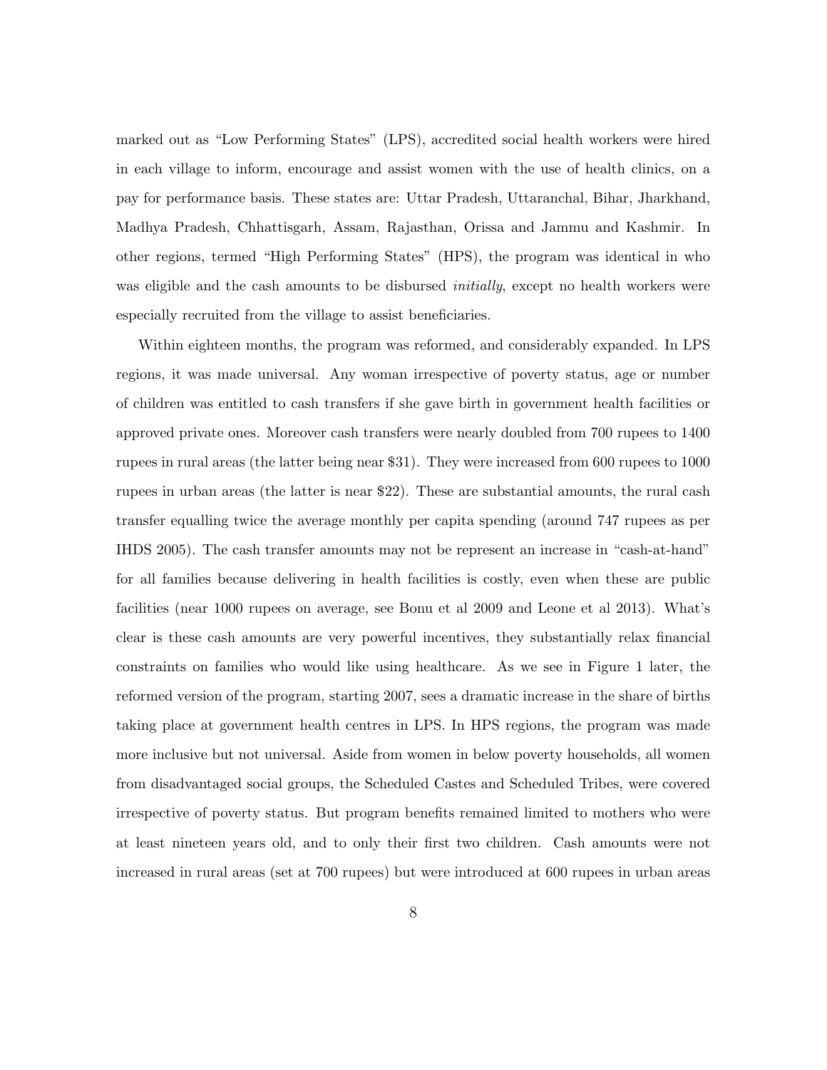marked out as "Low Performing States" (LPS), accredited social health workers were hired in each village to inform, encourage and assist women with the use of health clinics, on a pay for performance basis. These states are: Uttar Pradesh, Uttaranchal, Bihar, Jharkhand, Madhya Pradesh, Chhattisgarh, Assam, Rajasthan, Orissa and Jammu and Kashmir. In other regions, termed "High Performing States" (HPS), the program was identical in who was eligible and the cash amounts to be disbursed *initially*, except no health workers were especially recruited from the village to assist beneficiaries.

Within eighteen months, the program was reformed, and considerably expanded. In LPS regions, it was made universal. Any woman irrespective of poverty status, age or number of children was entitled to cash transfers if she gave birth in government health facilities or approved private ones. Moreover cash transfers were nearly doubled from 700 rupees to 1400 rupees in rural areas (the latter being near \$31). They were increased from 600 rupees to 1000 rupees in urban areas (the latter is near \$22). These are substantial amounts, the rural cash transfer equalling twice the average monthly per capita spending (around 747 rupees as per IHDS 2005). The cash transfer amounts may not be represent an increase in "cash-at-hand" for all families because delivering in health facilities is costly, even when these are public facilities (near 1000 rupees on average, see Bonu et al 2009 and Leone et al 2013). What's clear is these cash amounts are very powerful incentives, they substantially relax financial constraints on families who would like using healthcare. As we see in Figure 1 later, the reformed version of the program, starting 2007, sees a dramatic increase in the share of births taking place at government health centres in LPS. In HPS regions, the program was made more inclusive but not universal. Aside from women in below poverty households, all women from disadvantaged social groups, the Scheduled Castes and Scheduled Tribes, were covered irrespective of poverty status. But program benefits remained limited to mothers who were at least nineteen years old, and to only their first two children. Cash amounts were not increased in rural areas (set at 700 rupees) but were introduced at 600 rupees in urban areas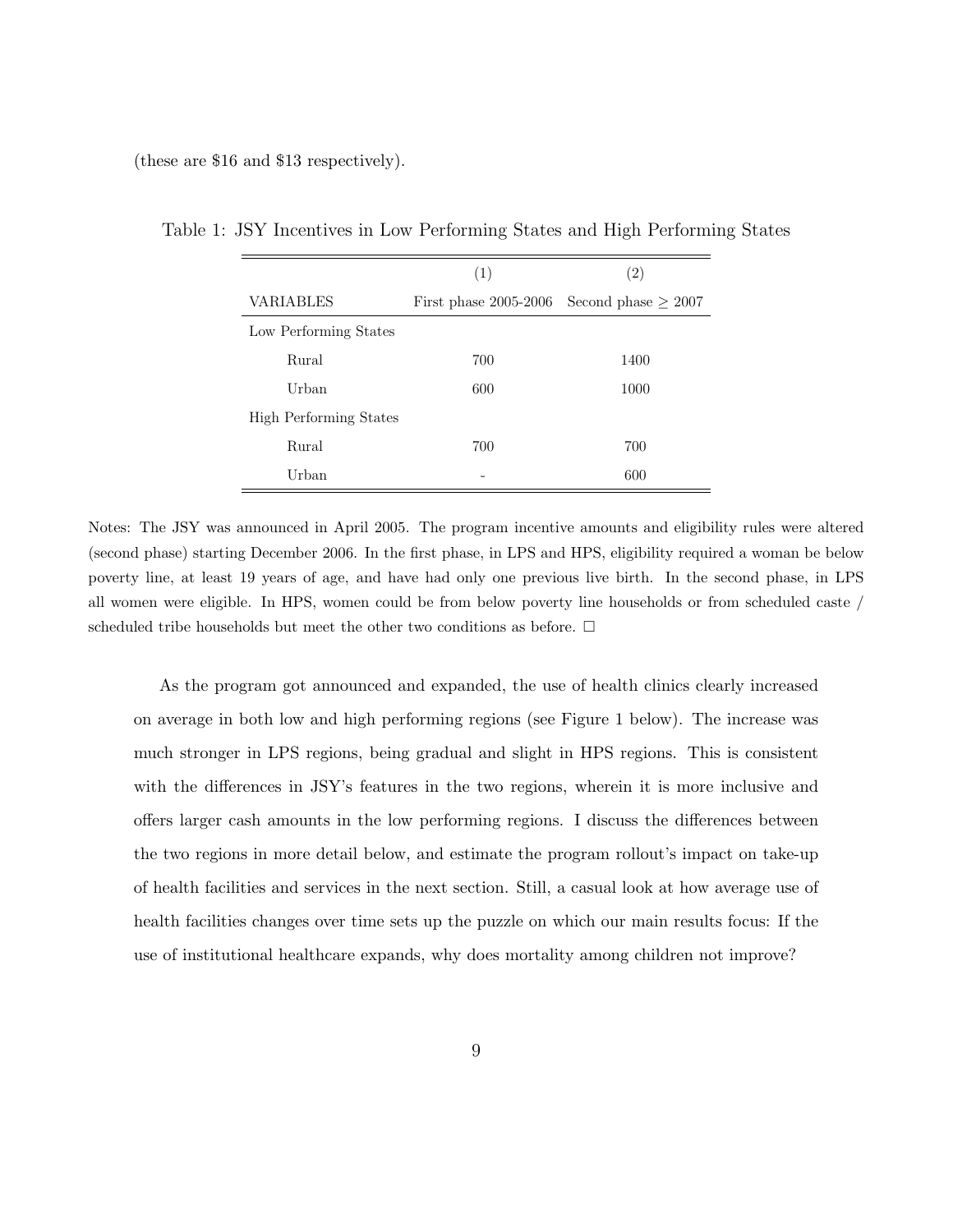(these are \$16 and \$13 respectively).

Table 1: JSY Incentives in Low Performing States and High Performing States

| | (1) | (2) |
|---|---|---|
| VARIABLES | First phase 2005-2006 | Second phase $\geq$ 2007 |
| Low Performing States | | |
| Rural | 700 | 1400 |
| Urban | 600 | 1000 |
| High Performing States | | |
| Rural | 700 | 700 |
| Urban | - | 600 |

Notes: The JSY was announced in April 2005. The program incentive amounts and eligibility rules were altered (second phase) starting December 2006. In the first phase, in LPS and HPS, eligibility required a woman be below poverty line, at least 19 years of age, and have had only one previous live birth. In the second phase, in LPS all women were eligible. In HPS, women could be from below poverty line households or from scheduled caste / scheduled tribe households but meet the other two conditions as before. □

As the program got announced and expanded, the use of health clinics clearly increased on average in both low and high performing regions (see Figure 1 below). The increase was much stronger in LPS regions, being gradual and slight in HPS regions. This is consistent with the differences in JSY's features in the two regions, wherein it is more inclusive and offers larger cash amounts in the low performing regions. I discuss the differences between the two regions in more detail below, and estimate the program rollout's impact on take-up of health facilities and services in the next section. Still, a casual look at how average use of health facilities changes over time sets up the puzzle on which our main results focus: If the use of institutional healthcare expands, why does mortality among children not improve?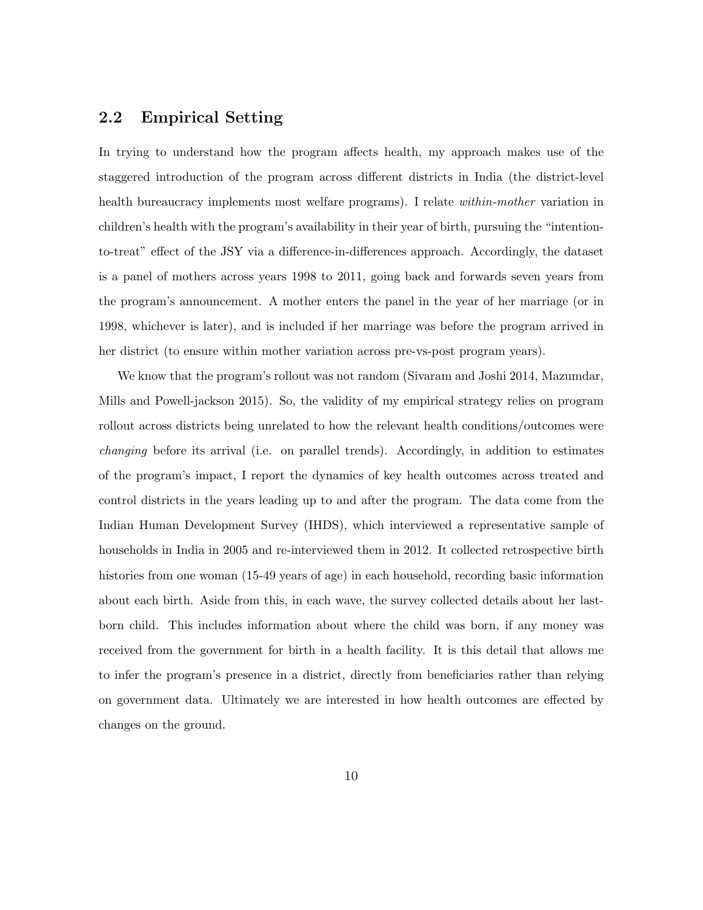## 2.2 Empirical Setting

In trying to understand how the program affects health, my approach makes use of the staggered introduction of the program across different districts in India (the district-level health bureaucracy implements most welfare programs). I relate *within-mother* variation in children's health with the program's availability in their year of birth, pursuing the "intention-to-treat" effect of the JSY via a difference-in-differences approach. Accordingly, the dataset is a panel of mothers across years 1998 to 2011, going back and forwards seven years from the program's announcement. A mother enters the panel in the year of her marriage (or in 1998, whichever is later), and is included if her marriage was before the program arrived in her district (to ensure within mother variation across pre-vs-post program years).

We know that the program's rollout was not random (Sivaram and Joshi 2014, Mazumdar, Mills and Powell-jackson 2015). So, the validity of my empirical strategy relies on program rollout across districts being unrelated to how the relevant health conditions/outcomes were *changing* before its arrival (i.e. on parallel trends). Accordingly, in addition to estimates of the program's impact, I report the dynamics of key health outcomes across treated and control districts in the years leading up to and after the program. The data come from the Indian Human Development Survey (IHDS), which interviewed a representative sample of households in India in 2005 and re-interviewed them in 2012. It collected retrospective birth histories from one woman (15-49 years of age) in each household, recording basic information about each birth. Aside from this, in each wave, the survey collected details about her last-born child. This includes information about where the child was born, if any money was received from the government for birth in a health facility. It is this detail that allows me to infer the program's presence in a district, directly from beneficiaries rather than relying on government data. Ultimately we are interested in how health outcomes are effected by changes on the ground.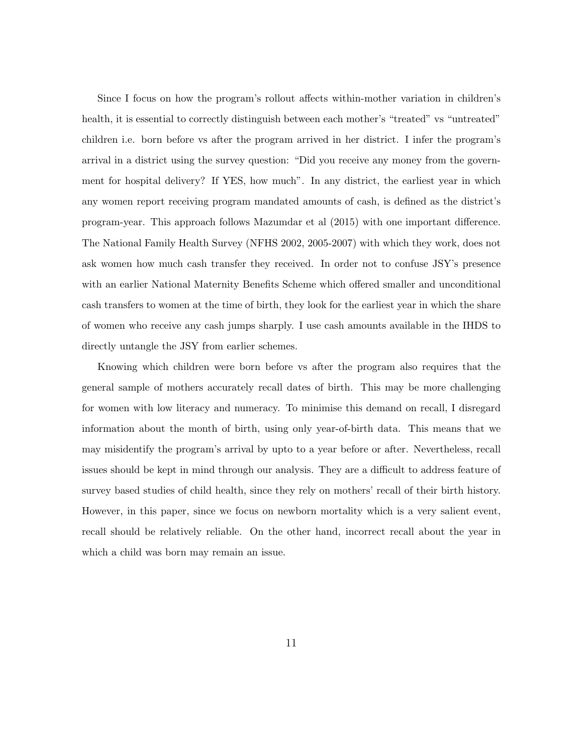Since I focus on how the program's rollout affects within-mother variation in children's health, it is essential to correctly distinguish between each mother's "treated" vs "untreated" children i.e. born before vs after the program arrived in her district. I infer the program's arrival in a district using the survey question: "Did you receive any money from the government for hospital delivery? If YES, how much". In any district, the earliest year in which any women report receiving program mandated amounts of cash, is defined as the district's program-year. This approach follows Mazumdar et al (2015) with one important difference. The National Family Health Survey (NFHS 2002, 2005-2007) with which they work, does not ask women how much cash transfer they received. In order not to confuse JSY's presence with an earlier National Maternity Benefits Scheme which offered smaller and unconditional cash transfers to women at the time of birth, they look for the earliest year in which the share of women who receive any cash jumps sharply. I use cash amounts available in the IHDS to directly untangle the JSY from earlier schemes.

Knowing which children were born before vs after the program also requires that the general sample of mothers accurately recall dates of birth. This may be more challenging for women with low literacy and numeracy. To minimise this demand on recall, I disregard information about the month of birth, using only year-of-birth data. This means that we may misidentify the program's arrival by upto to a year before or after. Nevertheless, recall issues should be kept in mind through our analysis. They are a difficult to address feature of survey based studies of child health, since they rely on mothers' recall of their birth history. However, in this paper, since we focus on newborn mortality which is a very salient event, recall should be relatively reliable. On the other hand, incorrect recall about the year in which a child was born may remain an issue.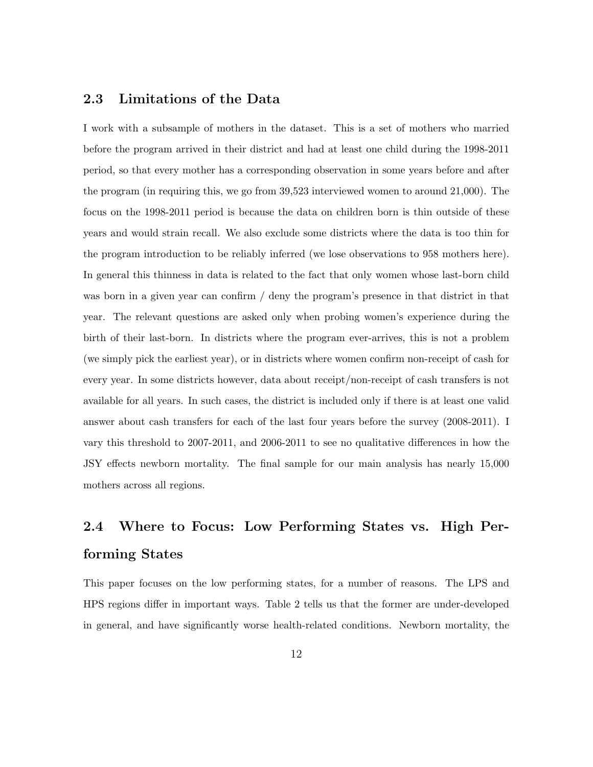## 2.3 Limitations of the Data

I work with a subsample of mothers in the dataset. This is a set of mothers who married before the program arrived in their district and had at least one child during the 1998-2011 period, so that every mother has a corresponding observation in some years before and after the program (in requiring this, we go from 39,523 interviewed women to around 21,000). The focus on the 1998-2011 period is because the data on children born is thin outside of these years and would strain recall. We also exclude some districts where the data is too thin for the program introduction to be reliably inferred (we lose observations to 958 mothers here). In general this thinness in data is related to the fact that only women whose last-born child was born in a given year can confirm / deny the program's presence in that district in that year. The relevant questions are asked only when probing women's experience during the birth of their last-born. In districts where the program ever-arrives, this is not a problem (we simply pick the earliest year), or in districts where women confirm non-receipt of cash for every year. In some districts however, data about receipt/non-receipt of cash transfers is not available for all years. In such cases, the district is included only if there is at least one valid answer about cash transfers for each of the last four years before the survey (2008-2011). I vary this threshold to 2007-2011, and 2006-2011 to see no qualitative differences in how the JSY effects newborn mortality. The final sample for our main analysis has nearly 15,000 mothers across all regions.

## 2.4 Where to Focus: Low Performing States vs. High Performing States

This paper focuses on the low performing states, for a number of reasons. The LPS and HPS regions differ in important ways. Table 2 tells us that the former are under-developed in general, and have significantly worse health-related conditions. Newborn mortality, the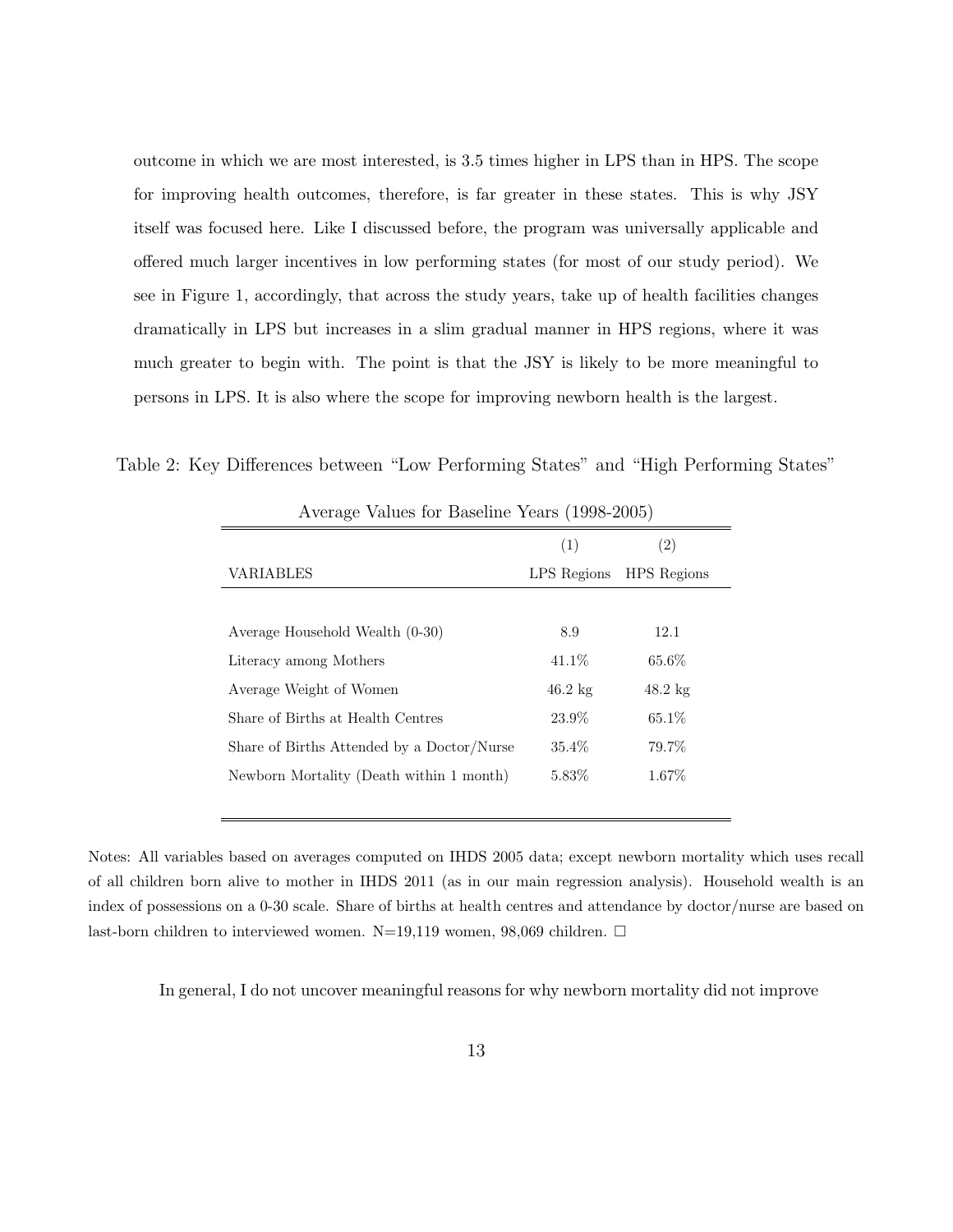outcome in which we are most interested, is 3.5 times higher in LPS than in HPS. The scope for improving health outcomes, therefore, is far greater in these states. This is why JSY itself was focused here. Like I discussed before, the program was universally applicable and offered much larger incentives in low performing states (for most of our study period). We see in Figure 1, accordingly, that across the study years, take up of health facilities changes dramatically in LPS but increases in a slim gradual manner in HPS regions, where it was much greater to begin with. The point is that the JSY is likely to be more meaningful to persons in LPS. It is also where the scope for improving newborn health is the largest.

Table 2: Key Differences between "Low Performing States" and "High Performing States"

Average Values for Baseline Years (1998-2005)

| VARIABLES | (1) LPS Regions | (2) HPS Regions |
|---|---|---|
| Average Household Wealth (0-30) | 8.9 | 12.1 |
| Literacy among Mothers | 41.1% | 65.6% |
| Average Weight of Women | 46.2 kg | 48.2 kg |
| Share of Births at Health Centres | 23.9% | 65.1% |
| Share of Births Attended by a Doctor/Nurse | 35.4% | 79.7% |
| Newborn Mortality (Death within 1 month) | 5.83% | 1.67% |

Notes: All variables based on averages computed on IHDS 2005 data; except newborn mortality which uses recall of all children born alive to mother in IHDS 2011 (as in our main regression analysis). Household wealth is an index of possessions on a 0-30 scale. Share of births at health centres and attendance by doctor/nurse are based on last-born children to interviewed women. N=19,119 women, 98,069 children. □

In general, I do not uncover meaningful reasons for why newborn mortality did not improve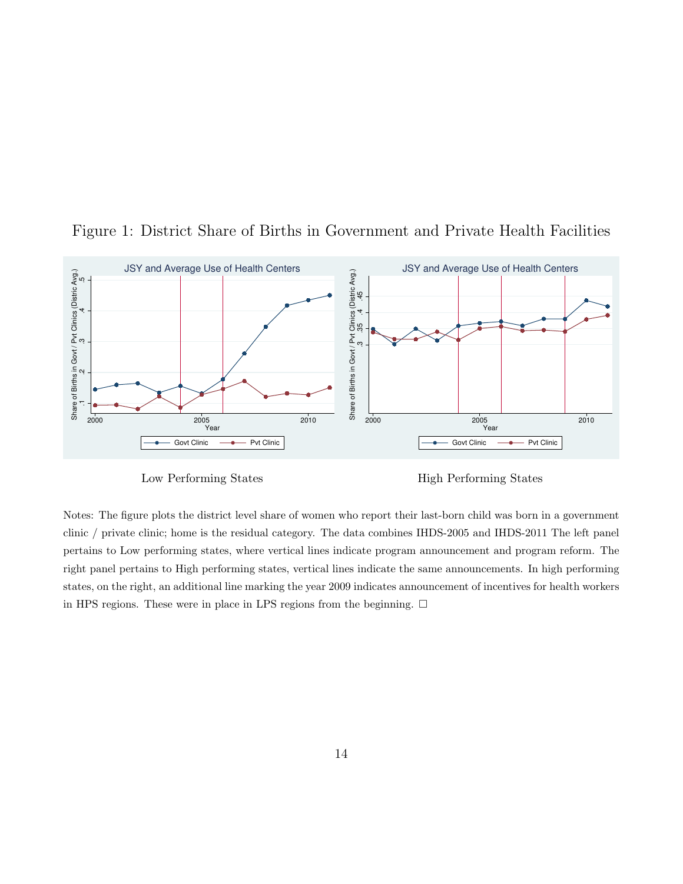Figure 1: District Share of Births in Government and Private Health Facilities

Low Performing States

High Performing States

Notes: The figure plots the district level share of women who report their last-born child was born in a government clinic / private clinic; home is the residual category. The data combines IHDS-2005 and IHDS-2011 The left panel pertains to Low performing states, where vertical lines indicate program announcement and program reform. The right panel pertains to High performing states, vertical lines indicate the same announcements. In high performing states, on the right, an additional line marking the year 2009 indicates announcement of incentives for health workers in HPS regions. These were in place in LPS regions from the beginning. □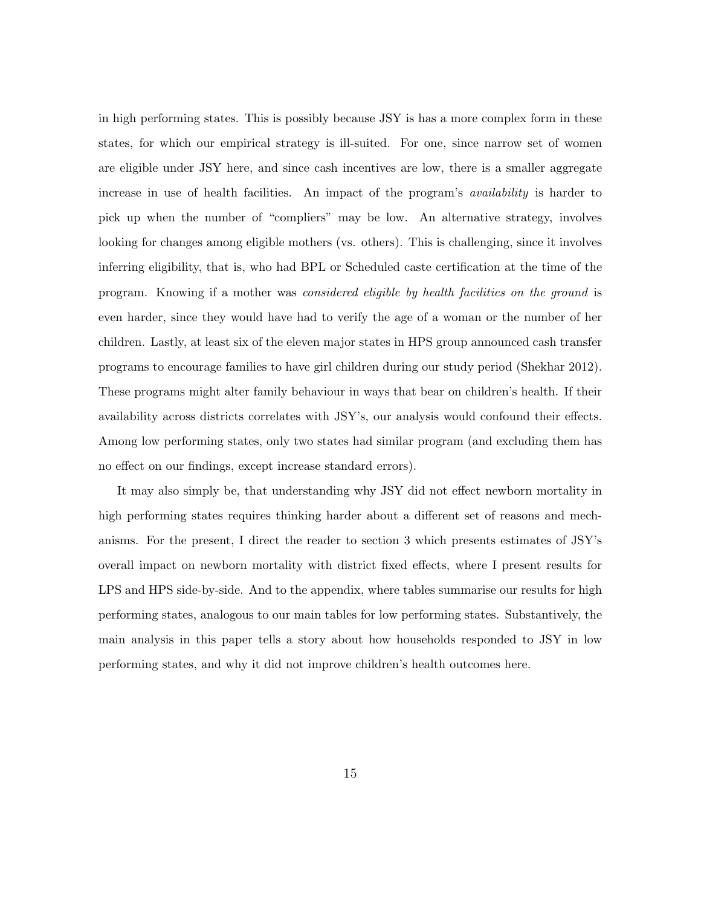in high performing states. This is possibly because JSY is has a more complex form in these states, for which our empirical strategy is ill-suited. For one, since narrow set of women are eligible under JSY here, and since cash incentives are low, there is a smaller aggregate increase in use of health facilities. An impact of the program's *availability* is harder to pick up when the number of "compliers" may be low. An alternative strategy, involves looking for changes among eligible mothers (vs. others). This is challenging, since it involves inferring eligibility, that is, who had BPL or Scheduled caste certification at the time of the program. Knowing if a mother was *considered eligible by health facilities on the ground* is even harder, since they would have had to verify the age of a woman or the number of her children. Lastly, at least six of the eleven major states in HPS group announced cash transfer programs to encourage families to have girl children during our study period (Shekhar 2012). These programs might alter family behaviour in ways that bear on children's health. If their availability across districts correlates with JSY's, our analysis would confound their effects. Among low performing states, only two states had similar program (and excluding them has no effect on our findings, except increase standard errors).

It may also simply be, that understanding why JSY did not effect newborn mortality in high performing states requires thinking harder about a different set of reasons and mechanisms. For the present, I direct the reader to section 3 which presents estimates of JSY's overall impact on newborn mortality with district fixed effects, where I present results for LPS and HPS side-by-side. And to the appendix, where tables summarise our results for high performing states, analogous to our main tables for low performing states. Substantively, the main analysis in this paper tells a story about how households responded to JSY in low performing states, and why it did not improve children's health outcomes here.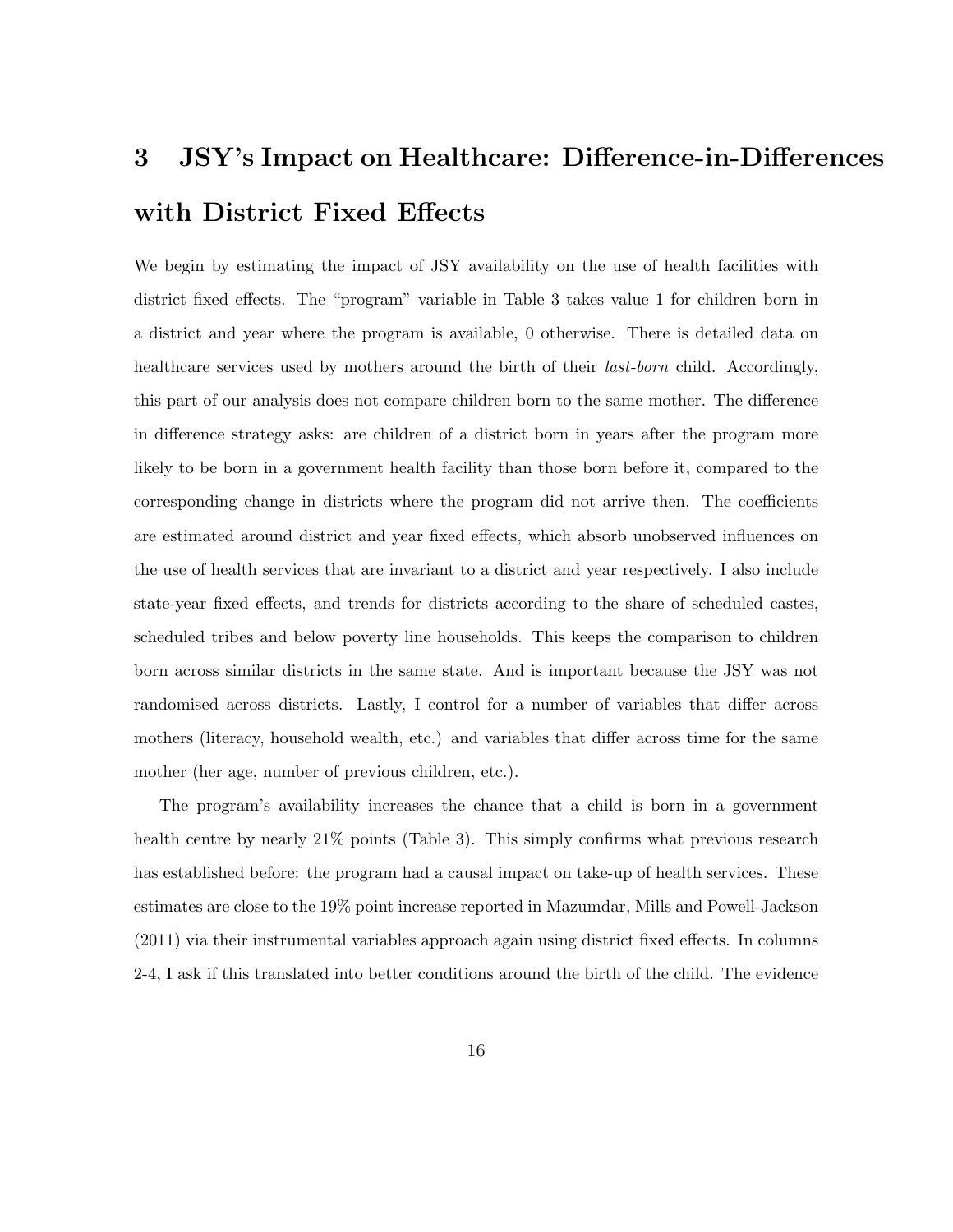# 3 JSY's Impact on Healthcare: Difference-in-Differences with District Fixed Effects

We begin by estimating the impact of JSY availability on the use of health facilities with district fixed effects. The "program" variable in Table 3 takes value 1 for children born in a district and year where the program is available, 0 otherwise. There is detailed data on healthcare services used by mothers around the birth of their *last-born* child. Accordingly, this part of our analysis does not compare children born to the same mother. The difference in difference strategy asks: are children of a district born in years after the program more likely to be born in a government health facility than those born before it, compared to the corresponding change in districts where the program did not arrive then. The coefficients are estimated around district and year fixed effects, which absorb unobserved influences on the use of health services that are invariant to a district and year respectively. I also include state-year fixed effects, and trends for districts according to the share of scheduled castes, scheduled tribes and below poverty line households. This keeps the comparison to children born across similar districts in the same state. And is important because the JSY was not randomised across districts. Lastly, I control for a number of variables that differ across mothers (literacy, household wealth, etc.) and variables that differ across time for the same mother (her age, number of previous children, etc.).

The program's availability increases the chance that a child is born in a government health centre by nearly 21% points (Table 3). This simply confirms what previous research has established before: the program had a causal impact on take-up of health services. These estimates are close to the 19% point increase reported in Mazumdar, Mills and Powell-Jackson (2011) via their instrumental variables approach again using district fixed effects. In columns 2-4, I ask if this translated into better conditions around the birth of the child. The evidence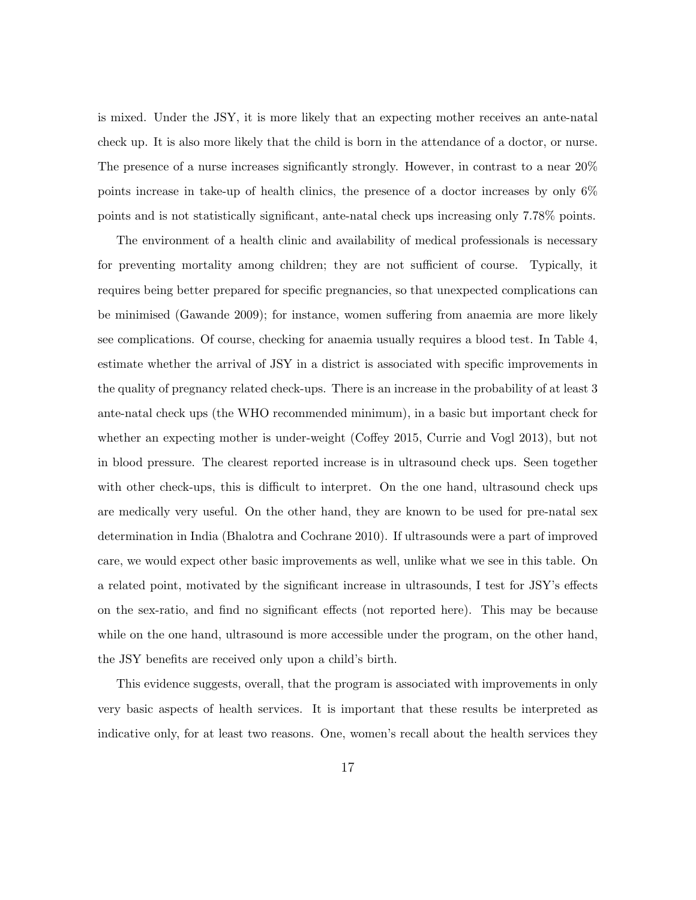is mixed. Under the JSY, it is more likely that an expecting mother receives an ante-natal check up. It is also more likely that the child is born in the attendance of a doctor, or nurse. The presence of a nurse increases significantly strongly. However, in contrast to a near 20% points increase in take-up of health clinics, the presence of a doctor increases by only 6% points and is not statistically significant, ante-natal check ups increasing only 7.78% points.

The environment of a health clinic and availability of medical professionals is necessary for preventing mortality among children; they are not sufficient of course. Typically, it requires being better prepared for specific pregnancies, so that unexpected complications can be minimised (Gawande 2009); for instance, women suffering from anaemia are more likely see complications. Of course, checking for anaemia usually requires a blood test. In Table 4, estimate whether the arrival of JSY in a district is associated with specific improvements in the quality of pregnancy related check-ups. There is an increase in the probability of at least 3 ante-natal check ups (the WHO recommended minimum), in a basic but important check for whether an expecting mother is under-weight (Coffey 2015, Currie and Vogl 2013), but not in blood pressure. The clearest reported increase is in ultrasound check ups. Seen together with other check-ups, this is difficult to interpret. On the one hand, ultrasound check ups are medically very useful. On the other hand, they are known to be used for pre-natal sex determination in India (Bhalotra and Cochrane 2010). If ultrasounds were a part of improved care, we would expect other basic improvements as well, unlike what we see in this table. On a related point, motivated by the significant increase in ultrasounds, I test for JSY's effects on the sex-ratio, and find no significant effects (not reported here). This may be because while on the one hand, ultrasound is more accessible under the program, on the other hand, the JSY benefits are received only upon a child's birth.

This evidence suggests, overall, that the program is associated with improvements in only very basic aspects of health services. It is important that these results be interpreted as indicative only, for at least two reasons. One, women's recall about the health services they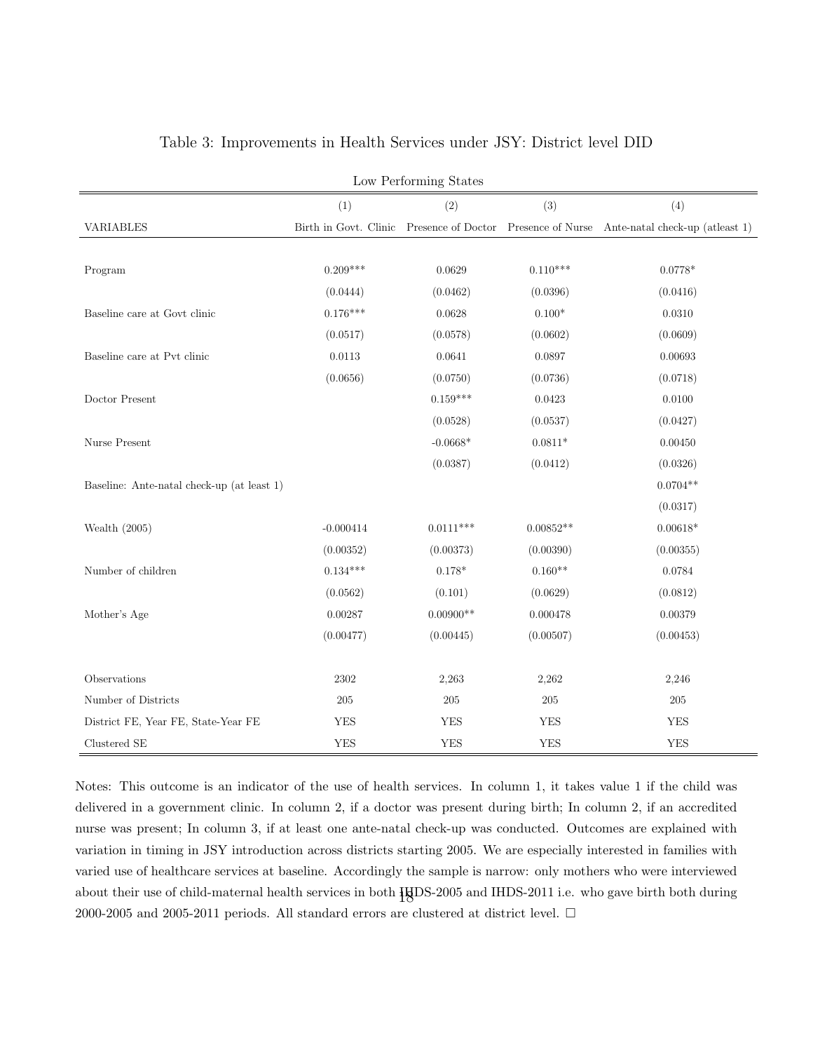Table 3: Improvements in Health Services under JSY: District level DID

| | Low Performing States | | | |
|---|---|---|---|---|
| | (1) | (2) | (3) | (4) |
| VARIABLES | Birth in Govt. Clinic | Presence of Doctor | Presence of Nurse | Ante-natal check-up (atleast 1) |
| Program | 0.209*** | 0.0629 | 0.110*** | 0.0778* |
| | (0.0444) | (0.0462) | (0.0396) | (0.0416) |
| Baseline care at Govt clinic | 0.176*** | 0.0628 | 0.100* | 0.0310 |
| | (0.0517) | (0.0578) | (0.0602) | (0.0609) |
| Baseline care at Pvt clinic | 0.0113 | 0.0641 | 0.0897 | 0.00693 |
| | (0.0656) | (0.0750) | (0.0736) | (0.0718) |
| Doctor Present | | 0.159*** | 0.0423 | 0.0100 |
| | | (0.0528) | (0.0537) | (0.0427) |
| Nurse Present | | -0.0668* | 0.0811* | 0.00450 |
| | | (0.0387) | (0.0412) | (0.0326) |
| Baseline: Ante-natal check-up (at least 1) | | | | 0.0704** |
| | | | | (0.0317) |
| Wealth (2005) | -0.000414 | 0.0111*** | 0.00852** | 0.00618* |
| | (0.00352) | (0.00373) | (0.00390) | (0.00355) |
| Number of children | 0.134*** | 0.178* | 0.160** | 0.0784 |
| | (0.0562) | (0.101) | (0.0629) | (0.0812) |
| Mother's Age | 0.00287 | 0.00900** | 0.000478 | 0.00379 |
| | (0.00477) | (0.00445) | (0.00507) | (0.00453) |
| Observations | 2302 | 2,263 | 2,262 | 2,246 |
| Number of Districts | 205 | 205 | 205 | 205 |
| District FE, Year FE, State-Year FE | YES | YES | YES | YES |
| Clustered SE | YES | YES | YES | YES |

Notes: This outcome is an indicator of the use of health services. In column 1, it takes value 1 if the child was delivered in a government clinic. In column 2, if a doctor was present during birth; In column 2, if an accredited nurse was present; In column 3, if at least one ante-natal check-up was conducted. Outcomes are explained with variation in timing in JSY introduction across districts starting 2005. We are especially interested in families with varied use of healthcare services at baseline. Accordingly the sample is narrow: only mothers who were interviewed about their use of child-maternal health services in both IHDS-2005 and IHDS-2011 i.e. who gave birth both during 2000-2005 and 2005-2011 periods. All standard errors are clustered at district level. □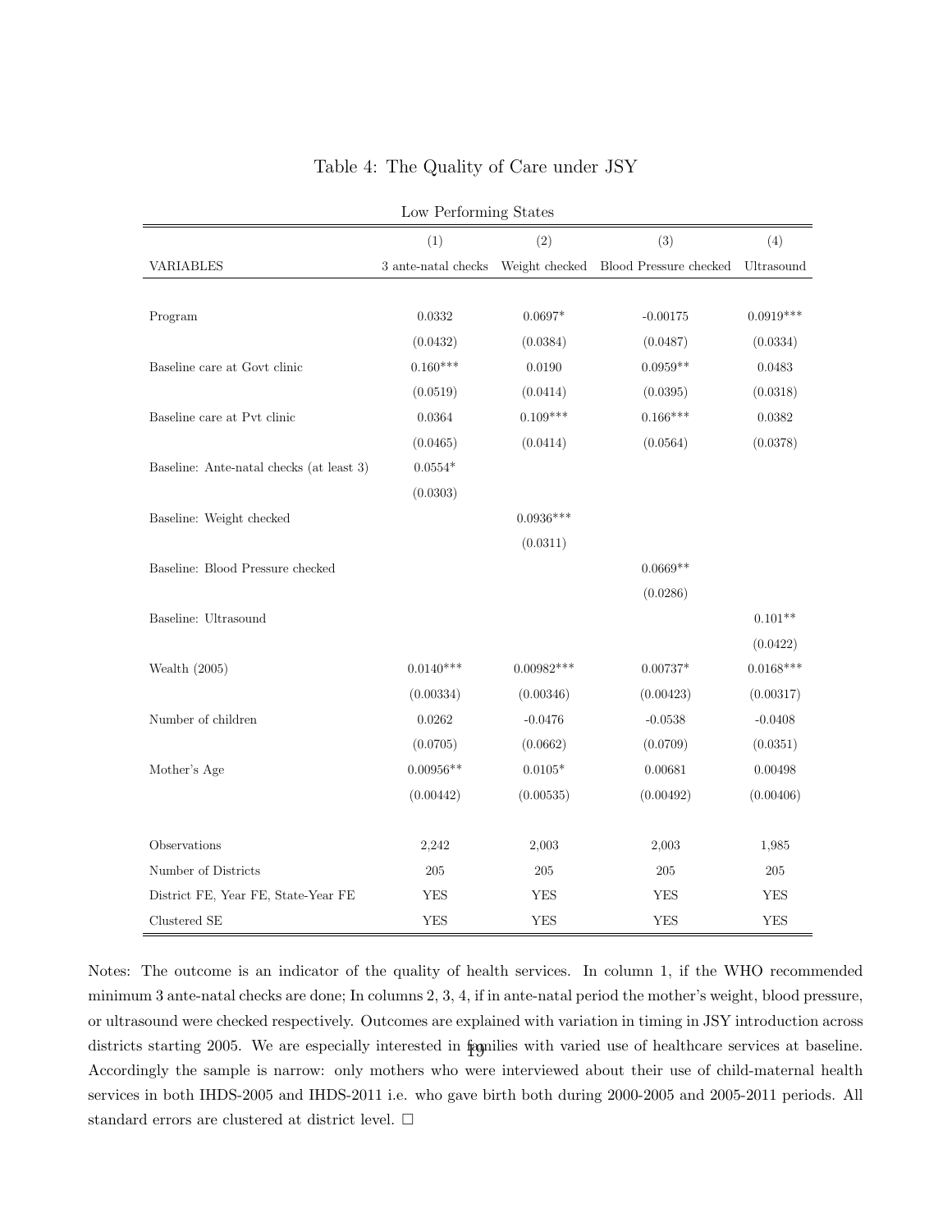Table 4: The Quality of Care under JSY

| Low Performing States | | | | |
|---|---|---|---|---|
| | (1) | (2) | (3) | (4) |
| VARIABLES | 3 ante-natal checks | Weight checked | Blood Pressure checked | Ultrasound |
| Program | 0.0332 | 0.0697* | -0.00175 | 0.0919*** |
| | (0.0432) | (0.0384) | (0.0487) | (0.0334) |
| Baseline care at Govt clinic | 0.160*** | 0.0190 | 0.0959** | 0.0483 |
| | (0.0519) | (0.0414) | (0.0395) | (0.0318) |
| Baseline care at Pvt clinic | 0.0364 | 0.109*** | 0.166*** | 0.0382 |
| | (0.0465) | (0.0414) | (0.0564) | (0.0378) |
| Baseline: Ante-natal checks (at least 3) | 0.0554* | | | |
| | (0.0303) | | | |
| Baseline: Weight checked | | 0.0936*** | | |
| | | (0.0311) | | |
| Baseline: Blood Pressure checked | | | 0.0669** | |
| | | | (0.0286) | |
| Baseline: Ultrasound | | | | 0.101** |
| | | | | (0.0422) |
| Wealth (2005) | 0.0140*** | 0.00982*** | 0.00737* | 0.0168*** |
| | (0.00334) | (0.00346) | (0.00423) | (0.00317) |
| Number of children | 0.0262 | -0.0476 | -0.0538 | -0.0408 |
| | (0.0705) | (0.0662) | (0.0709) | (0.0351) |
| Mother's Age | 0.00956** | 0.0105* | 0.00681 | 0.00498 |
| | (0.00442) | (0.00535) | (0.00492) | (0.00406) |
| Observations | 2,242 | 2,003 | 2,003 | 1,985 |
| Number of Districts | 205 | 205 | 205 | 205 |
| District FE, Year FE, State-Year FE | YES | YES | YES | YES |
| Clustered SE | YES | YES | YES | YES |

Notes: The outcome is an indicator of the quality of health services. In column 1, if the WHO recommended minimum 3 ante-natal checks are done; In columns 2, 3, 4, if in ante-natal period the mother's weight, blood pressure, or ultrasound were checked respectively. Outcomes are explained with variation in timing in JSY introduction across districts starting 2005. We are especially interested in families with varied use of healthcare services at baseline. Accordingly the sample is narrow: only mothers who were interviewed about their use of child-maternal health services in both IHDS-2005 and IHDS-2011 i.e. who gave birth both during 2000-2005 and 2005-2011 periods. All standard errors are clustered at district level. □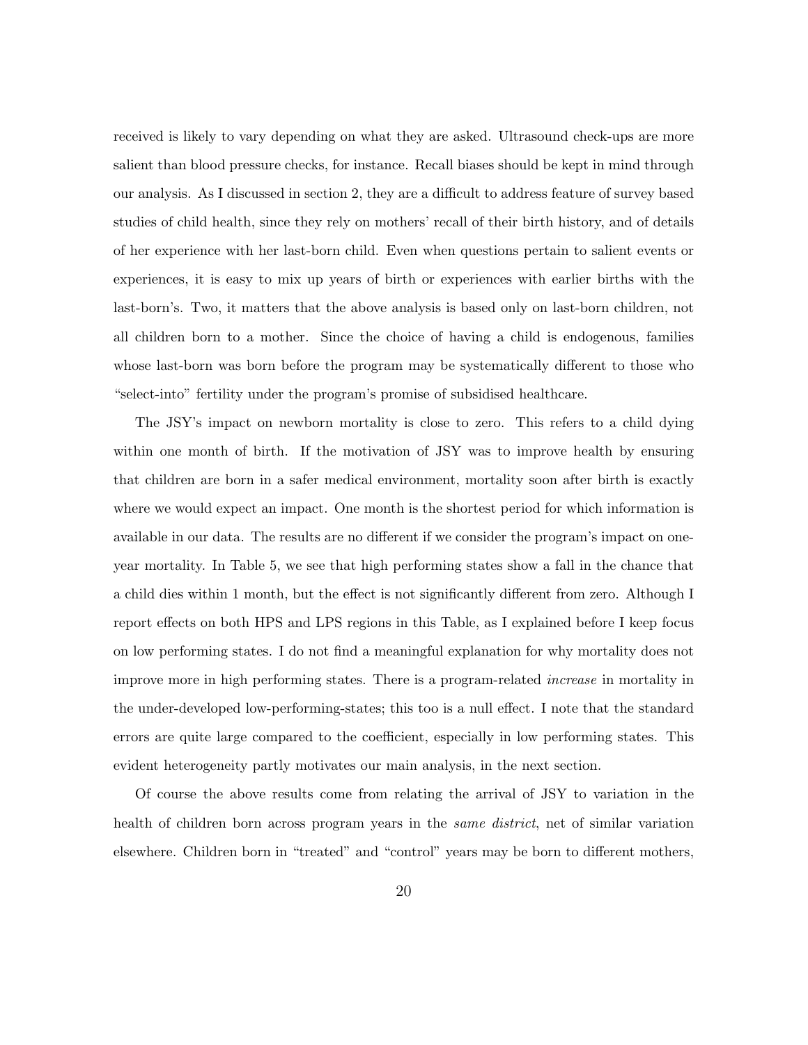received is likely to vary depending on what they are asked. Ultrasound check-ups are more salient than blood pressure checks, for instance. Recall biases should be kept in mind through our analysis. As I discussed in section 2, they are a difficult to address feature of survey based studies of child health, since they rely on mothers' recall of their birth history, and of details of her experience with her last-born child. Even when questions pertain to salient events or experiences, it is easy to mix up years of birth or experiences with earlier births with the last-born's. Two, it matters that the above analysis is based only on last-born children, not all children born to a mother. Since the choice of having a child is endogenous, families whose last-born was born before the program may be systematically different to those who "select-into" fertility under the program's promise of subsidised healthcare.

The JSY's impact on newborn mortality is close to zero. This refers to a child dying within one month of birth. If the motivation of JSY was to improve health by ensuring that children are born in a safer medical environment, mortality soon after birth is exactly where we would expect an impact. One month is the shortest period for which information is available in our data. The results are no different if we consider the program's impact on one-year mortality. In Table 5, we see that high performing states show a fall in the chance that a child dies within 1 month, but the effect is not significantly different from zero. Although I report effects on both HPS and LPS regions in this Table, as I explained before I keep focus on low performing states. I do not find a meaningful explanation for why mortality does not improve more in high performing states. There is a program-related *increase* in mortality in the under-developed low-performing-states; this too is a null effect. I note that the standard errors are quite large compared to the coefficient, especially in low performing states. This evident heterogeneity partly motivates our main analysis, in the next section.

Of course the above results come from relating the arrival of JSY to variation in the health of children born across program years in the *same district*, net of similar variation elsewhere. Children born in "treated" and "control" years may be born to different mothers,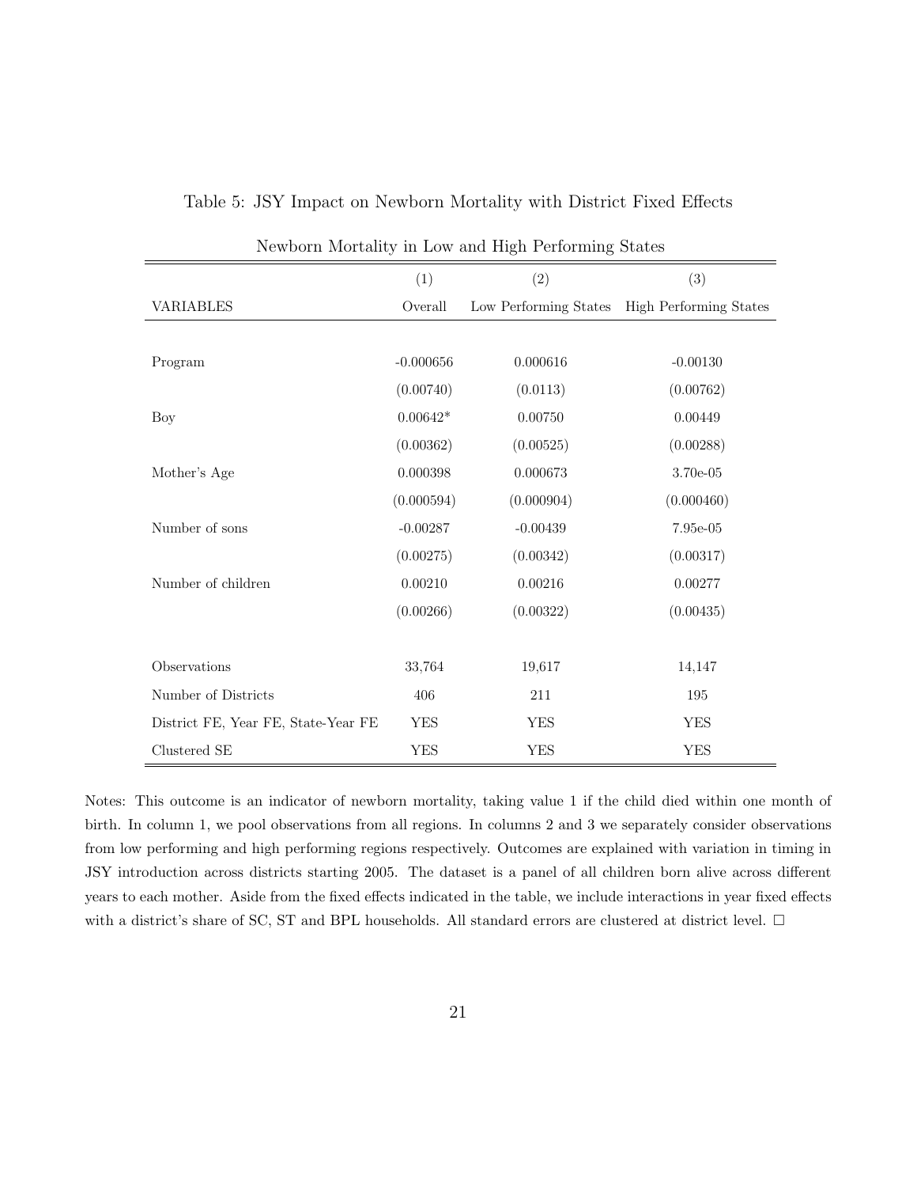Table 5: JSY Impact on Newborn Mortality with District Fixed Effects

| Newborn Mortality in Low and High Performing States | | | |
|---|---|---|---|
| | (1) | (2) | (3) |
| VARIABLES | Overall | Low Performing States | High Performing States |
| Program | -0.000656 | 0.000616 | -0.00130 |
| | (0.00740) | (0.0113) | (0.00762) |
| Boy | 0.00642* | 0.00750 | 0.00449 |
| | (0.00362) | (0.00525) | (0.00288) |
| Mother's Age | 0.000398 | 0.000673 | 3.70e-05 |
| | (0.000594) | (0.000904) | (0.000460) |
| Number of sons | -0.00287 | -0.00439 | 7.95e-05 |
| | (0.00275) | (0.00342) | (0.00317) |
| Number of children | 0.00210 | 0.00216 | 0.00277 |
| | (0.00266) | (0.00322) | (0.00435) |
| Observations | 33,764 | 19,617 | 14,147 |
| Number of Districts | 406 | 211 | 195 |
| District FE, Year FE, State-Year FE | YES | YES | YES |
| Clustered SE | YES | YES | YES |

Notes: This outcome is an indicator of newborn mortality, taking value 1 if the child died within one month of birth. In column 1, we pool observations from all regions. In columns 2 and 3 we separately consider observations from low performing and high performing regions respectively. Outcomes are explained with variation in timing in JSY introduction across districts starting 2005. The dataset is a panel of all children born alive across different years to each mother. Aside from the fixed effects indicated in the table, we include interactions in year fixed effects with a district's share of SC, ST and BPL households. All standard errors are clustered at district level. □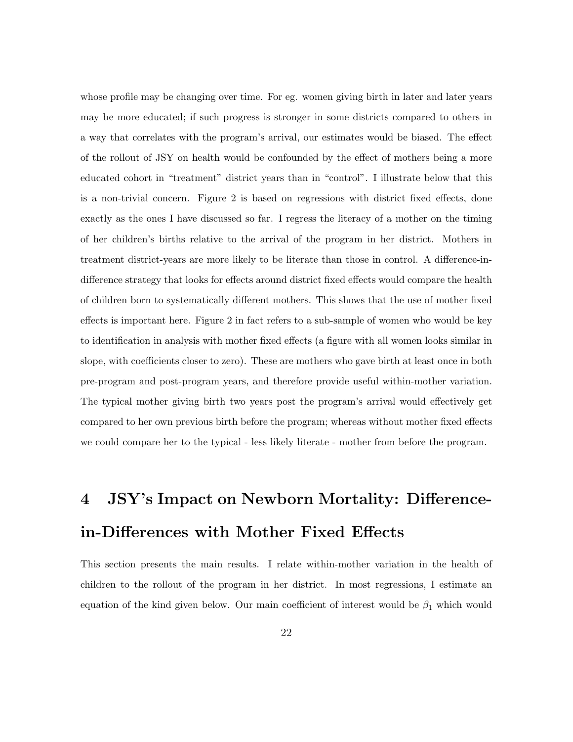whose profile may be changing over time. For eg. women giving birth in later and later years may be more educated; if such progress is stronger in some districts compared to others in a way that correlates with the program's arrival, our estimates would be biased. The effect of the rollout of JSY on health would be confounded by the effect of mothers being a more educated cohort in "treatment" district years than in "control". I illustrate below that this is a non-trivial concern. Figure 2 is based on regressions with district fixed effects, done exactly as the ones I have discussed so far. I regress the literacy of a mother on the timing of her children's births relative to the arrival of the program in her district. Mothers in treatment district-years are more likely to be literate than those in control. A difference-in-difference strategy that looks for effects around district fixed effects would compare the health of children born to systematically different mothers. This shows that the use of mother fixed effects is important here. Figure 2 in fact refers to a sub-sample of women who would be key to identification in analysis with mother fixed effects (a figure with all women looks similar in slope, with coefficients closer to zero). These are mothers who gave birth at least once in both pre-program and post-program years, and therefore provide useful within-mother variation. The typical mother giving birth two years post the program's arrival would effectively get compared to her own previous birth before the program; whereas without mother fixed effects we could compare her to the typical - less likely literate - mother from before the program.

# 4 JSY's Impact on Newborn Mortality: Difference-in-Differences with Mother Fixed Effects

This section presents the main results. I relate within-mother variation in the health of children to the rollout of the program in her district. In most regressions, I estimate an equation of the kind given below. Our main coefficient of interest would be $\beta_1$ which would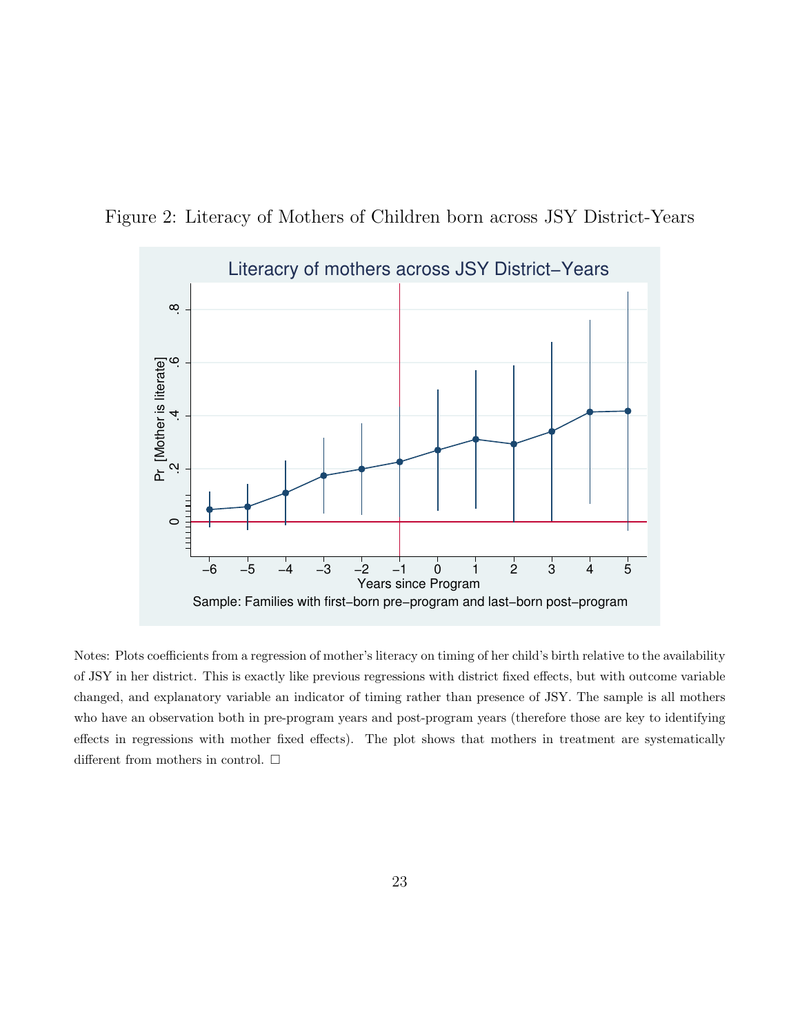Figure 2: Literacy of Mothers of Children born across JSY District-Years

Notes: Plots coefficients from a regression of mother's literacy on timing of her child's birth relative to the availability of JSY in her district. This is exactly like previous regressions with district fixed effects, but with outcome variable changed, and explanatory variable an indicator of timing rather than presence of JSY. The sample is all mothers who have an observation both in pre-program years and post-program years (therefore those are key to identifying effects in regressions with mother fixed effects). The plot shows that mothers in treatment are systematically different from mothers in control. □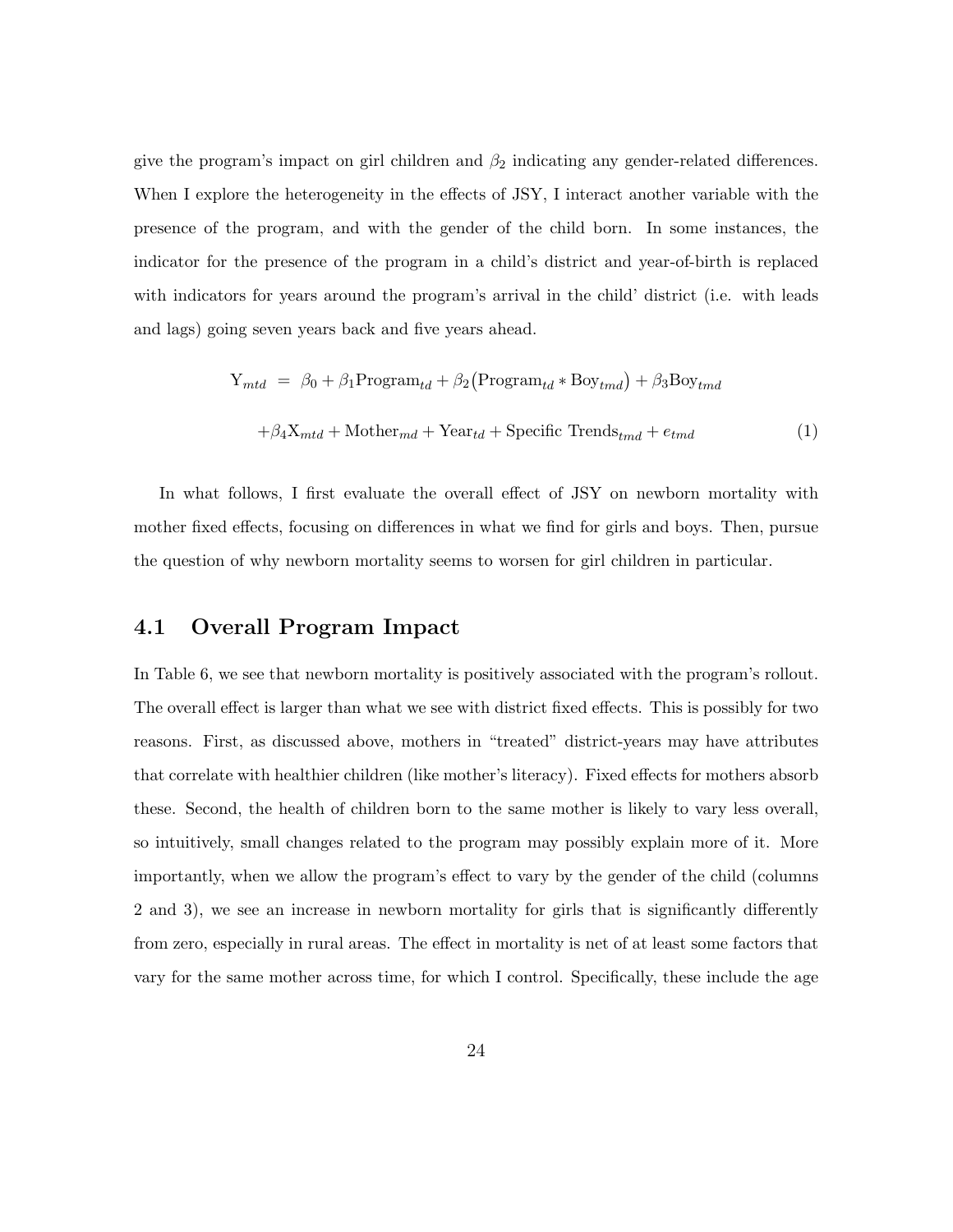give the program's impact on girl children and $\beta_2$ indicating any gender-related differences. When I explore the heterogeneity in the effects of JSY, I interact another variable with the presence of the program, and with the gender of the child born. In some instances, the indicator for the presence of the program in a child's district and year-of-birth is replaced with indicators for years around the program's arrival in the child' district (i.e. with leads and lags) going seven years back and five years ahead.

$$
\begin{aligned}
\mathrm{Y}_{mtd} \;&=\; \beta_0 + \beta_1 \mathrm{Program}_{td} + \beta_2 \big(\mathrm{Program}_{td} * \mathrm{Boy}_{tmd}\big) + \beta_3 \mathrm{Boy}_{tmd} \\
&\quad + \beta_4 \mathrm{X}_{mtd} + \mathrm{Mother}_{md} + \mathrm{Year}_{td} + \text{Specific Trends}_{tmd} + e_{tmd} \qquad (1)
\end{aligned}
$$

In what follows, I first evaluate the overall effect of JSY on newborn mortality with mother fixed effects, focusing on differences in what we find for girls and boys. Then, pursue the question of why newborn mortality seems to worsen for girl children in particular.

## 4.1 Overall Program Impact

In Table 6, we see that newborn mortality is positively associated with the program's rollout. The overall effect is larger than what we see with district fixed effects. This is possibly for two reasons. First, as discussed above, mothers in "treated" district-years may have attributes that correlate with healthier children (like mother's literacy). Fixed effects for mothers absorb these. Second, the health of children born to the same mother is likely to vary less overall, so intuitively, small changes related to the program may possibly explain more of it. More importantly, when we allow the program's effect to vary by the gender of the child (columns 2 and 3), we see an increase in newborn mortality for girls that is significantly differently from zero, especially in rural areas. The effect in mortality is net of at least some factors that vary for the same mother across time, for which I control. Specifically, these include the age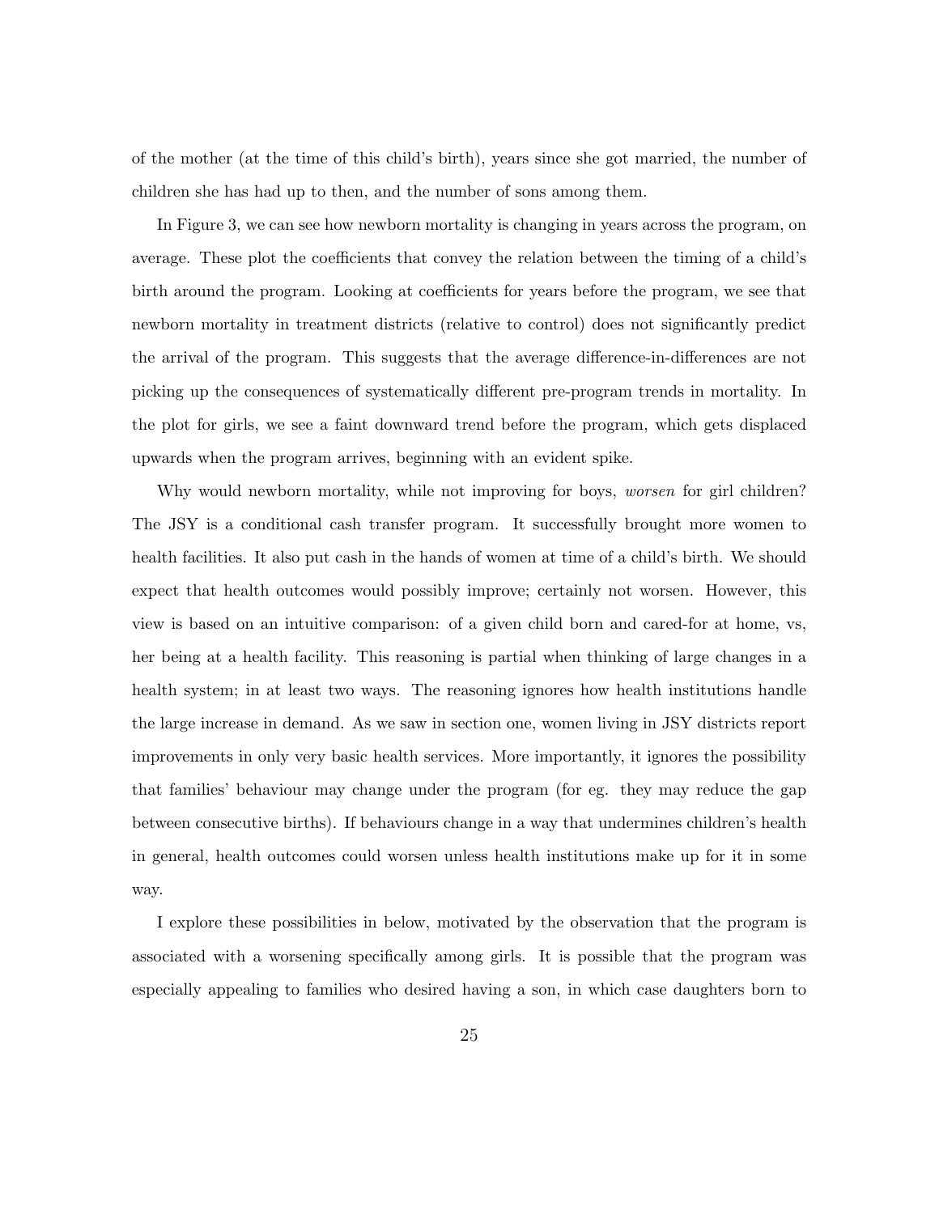of the mother (at the time of this child's birth), years since she got married, the number of children she has had up to then, and the number of sons among them.

In Figure 3, we can see how newborn mortality is changing in years across the program, on average. These plot the coefficients that convey the relation between the timing of a child's birth around the program. Looking at coefficients for years before the program, we see that newborn mortality in treatment districts (relative to control) does not significantly predict the arrival of the program. This suggests that the average difference-in-differences are not picking up the consequences of systematically different pre-program trends in mortality. In the plot for girls, we see a faint downward trend before the program, which gets displaced upwards when the program arrives, beginning with an evident spike.

Why would newborn mortality, while not improving for boys, *worsen* for girl children? The JSY is a conditional cash transfer program. It successfully brought more women to health facilities. It also put cash in the hands of women at time of a child's birth. We should expect that health outcomes would possibly improve; certainly not worsen. However, this view is based on an intuitive comparison: of a given child born and cared-for at home, vs, her being at a health facility. This reasoning is partial when thinking of large changes in a health system; in at least two ways. The reasoning ignores how health institutions handle the large increase in demand. As we saw in section one, women living in JSY districts report improvements in only very basic health services. More importantly, it ignores the possibility that families' behaviour may change under the program (for eg. they may reduce the gap between consecutive births). If behaviours change in a way that undermines children's health in general, health outcomes could worsen unless health institutions make up for it in some way.

I explore these possibilities in below, motivated by the observation that the program is associated with a worsening specifically among girls. It is possible that the program was especially appealing to families who desired having a son, in which case daughters born to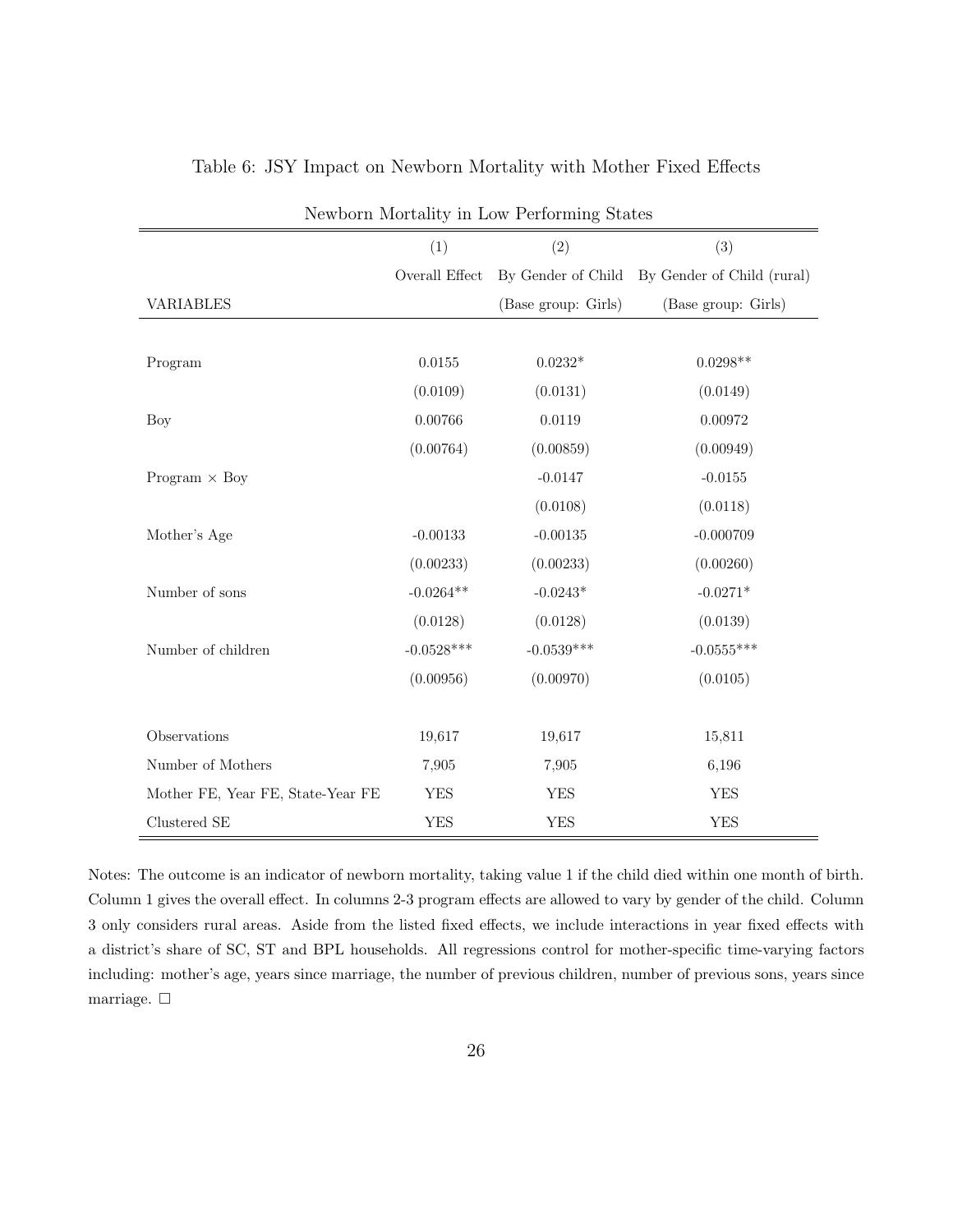Table 6: JSY Impact on Newborn Mortality with Mother Fixed Effects

| Newborn Mortality in Low Performing States | | | |
|---|---|---|---|
| | (1) | (2) | (3) |
| | Overall Effect | By Gender of Child | By Gender of Child (rural) |
| VARIABLES | | (Base group: Girls) | (Base group: Girls) |
| Program | 0.0155 | 0.0232* | 0.0298** |
| | (0.0109) | (0.0131) | (0.0149) |
| Boy | 0.00766 | 0.0119 | 0.00972 |
| | (0.00764) | (0.00859) | (0.00949) |
| Program × Boy | | -0.0147 | -0.0155 |
| | | (0.0108) | (0.0118) |
| Mother's Age | -0.00133 | -0.00135 | -0.000709 |
| | (0.00233) | (0.00233) | (0.00260) |
| Number of sons | -0.0264** | -0.0243* | -0.0271* |
| | (0.0128) | (0.0128) | (0.0139) |
| Number of children | -0.0528*** | -0.0539*** | -0.0555*** |
| | (0.00956) | (0.00970) | (0.0105) |
| Observations | 19,617 | 19,617 | 15,811 |
| Number of Mothers | 7,905 | 7,905 | 6,196 |
| Mother FE, Year FE, State-Year FE | YES | YES | YES |
| Clustered SE | YES | YES | YES |

Notes: The outcome is an indicator of newborn mortality, taking value 1 if the child died within one month of birth. Column 1 gives the overall effect. In columns 2-3 program effects are allowed to vary by gender of the child. Column 3 only considers rural areas. Aside from the listed fixed effects, we include interactions in year fixed effects with a district's share of SC, ST and BPL households. All regressions control for mother-specific time-varying factors including: mother's age, years since marriage, the number of previous children, number of previous sons, years since marriage. □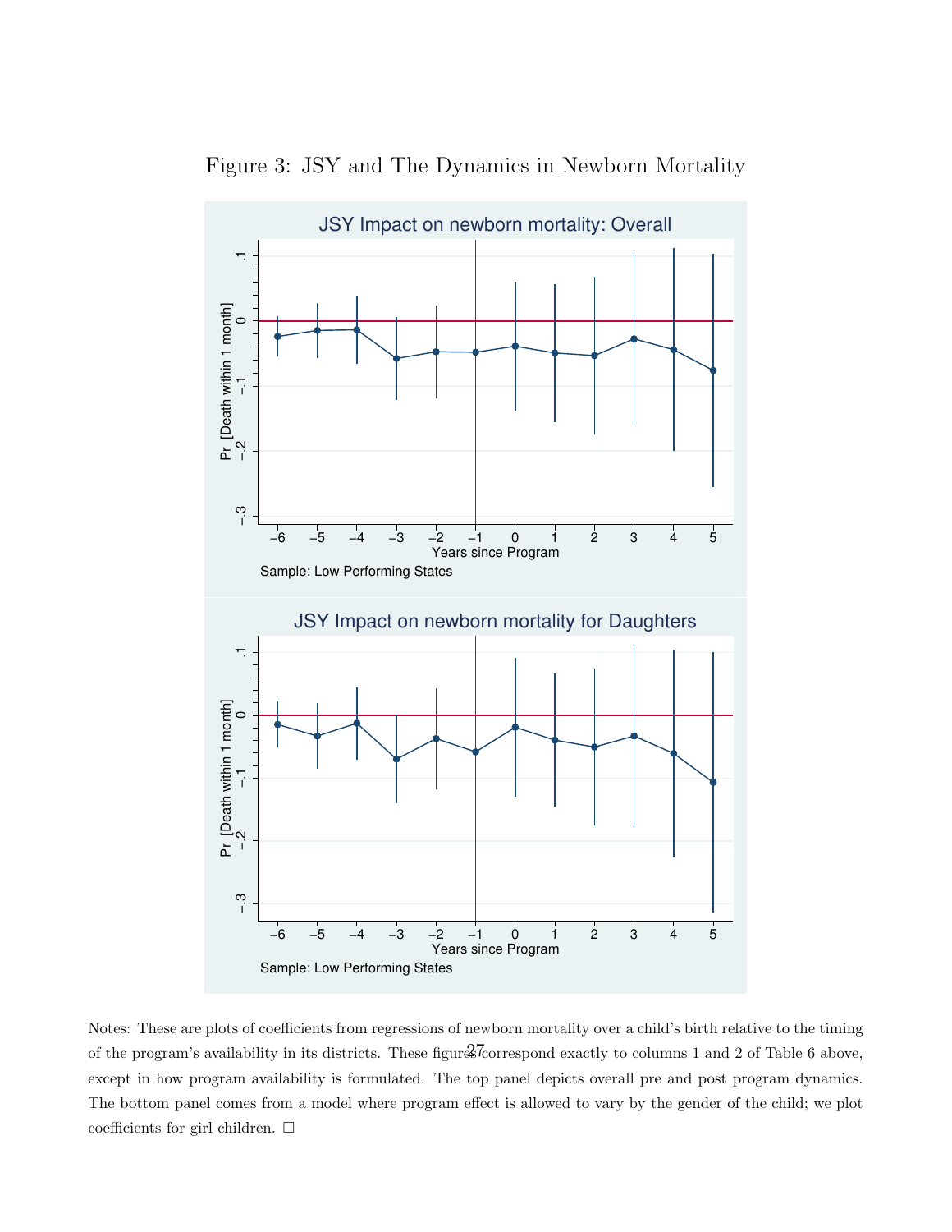Figure 3: JSY and The Dynamics in Newborn Mortality

Notes: These are plots of coefficients from regressions of newborn mortality over a child's birth relative to the timing of the program's availability in its districts. These figures correspond exactly to columns 1 and 2 of Table 6 above, except in how program availability is formulated. The top panel depicts overall pre and post program dynamics. The bottom panel comes from a model where program effect is allowed to vary by the gender of the child; we plot coefficients for girl children. □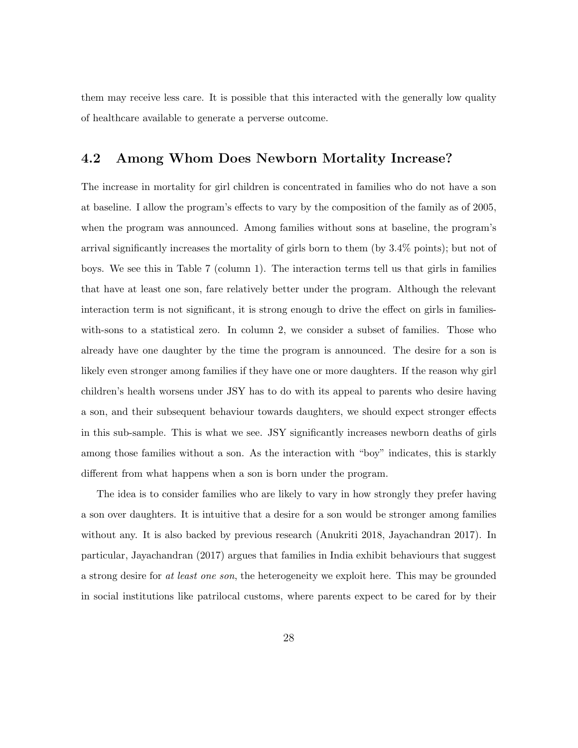them may receive less care. It is possible that this interacted with the generally low quality of healthcare available to generate a perverse outcome.

## 4.2 Among Whom Does Newborn Mortality Increase?

The increase in mortality for girl children is concentrated in families who do not have a son at baseline. I allow the program's effects to vary by the composition of the family as of 2005, when the program was announced. Among families without sons at baseline, the program's arrival significantly increases the mortality of girls born to them (by 3.4% points); but not of boys. We see this in Table 7 (column 1). The interaction terms tell us that girls in families that have at least one son, fare relatively better under the program. Although the relevant interaction term is not significant, it is strong enough to drive the effect on girls in families-with-sons to a statistical zero. In column 2, we consider a subset of families. Those who already have one daughter by the time the program is announced. The desire for a son is likely even stronger among families if they have one or more daughters. If the reason why girl children's health worsens under JSY has to do with its appeal to parents who desire having a son, and their subsequent behaviour towards daughters, we should expect stronger effects in this sub-sample. This is what we see. JSY significantly increases newborn deaths of girls among those families without a son. As the interaction with "boy" indicates, this is starkly different from what happens when a son is born under the program.

The idea is to consider families who are likely to vary in how strongly they prefer having a son over daughters. It is intuitive that a desire for a son would be stronger among families without any. It is also backed by previous research (Anukriti 2018, Jayachandran 2017). In particular, Jayachandran (2017) argues that families in India exhibit behaviours that suggest a strong desire for *at least one son*, the heterogeneity we exploit here. This may be grounded in social institutions like patrilocal customs, where parents expect to be cared for by their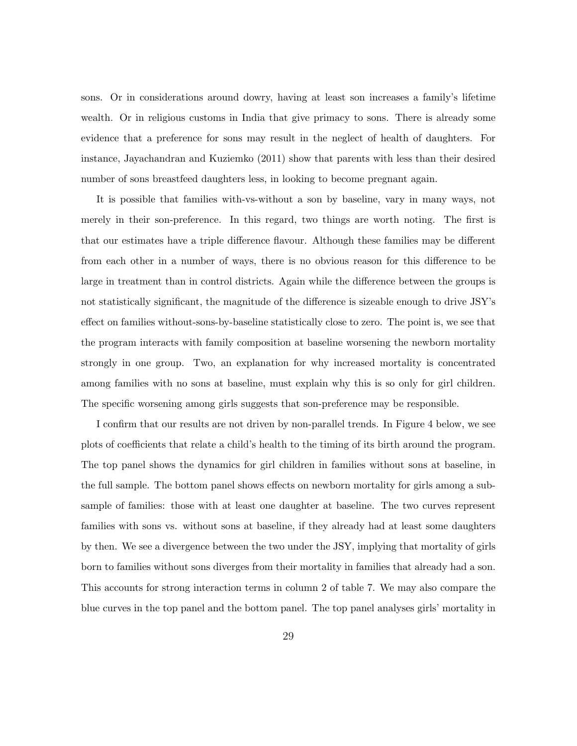sons. Or in considerations around dowry, having at least son increases a family's lifetime wealth. Or in religious customs in India that give primacy to sons. There is already some evidence that a preference for sons may result in the neglect of health of daughters. For instance, Jayachandran and Kuziemko (2011) show that parents with less than their desired number of sons breastfeed daughters less, in looking to become pregnant again.

It is possible that families with-vs-without a son by baseline, vary in many ways, not merely in their son-preference. In this regard, two things are worth noting. The first is that our estimates have a triple difference flavour. Although these families may be different from each other in a number of ways, there is no obvious reason for this difference to be large in treatment than in control districts. Again while the difference between the groups is not statistically significant, the magnitude of the difference is sizeable enough to drive JSY's effect on families without-sons-by-baseline statistically close to zero. The point is, we see that the program interacts with family composition at baseline worsening the newborn mortality strongly in one group. Two, an explanation for why increased mortality is concentrated among families with no sons at baseline, must explain why this is so only for girl children. The specific worsening among girls suggests that son-preference may be responsible.

I confirm that our results are not driven by non-parallel trends. In Figure 4 below, we see plots of coefficients that relate a child's health to the timing of its birth around the program. The top panel shows the dynamics for girl children in families without sons at baseline, in the full sample. The bottom panel shows effects on newborn mortality for girls among a sub-sample of families: those with at least one daughter at baseline. The two curves represent families with sons vs. without sons at baseline, if they already had at least some daughters by then. We see a divergence between the two under the JSY, implying that mortality of girls born to families without sons diverges from their mortality in families that already had a son. This accounts for strong interaction terms in column 2 of table 7. We may also compare the blue curves in the top panel and the bottom panel. The top panel analyses girls' mortality in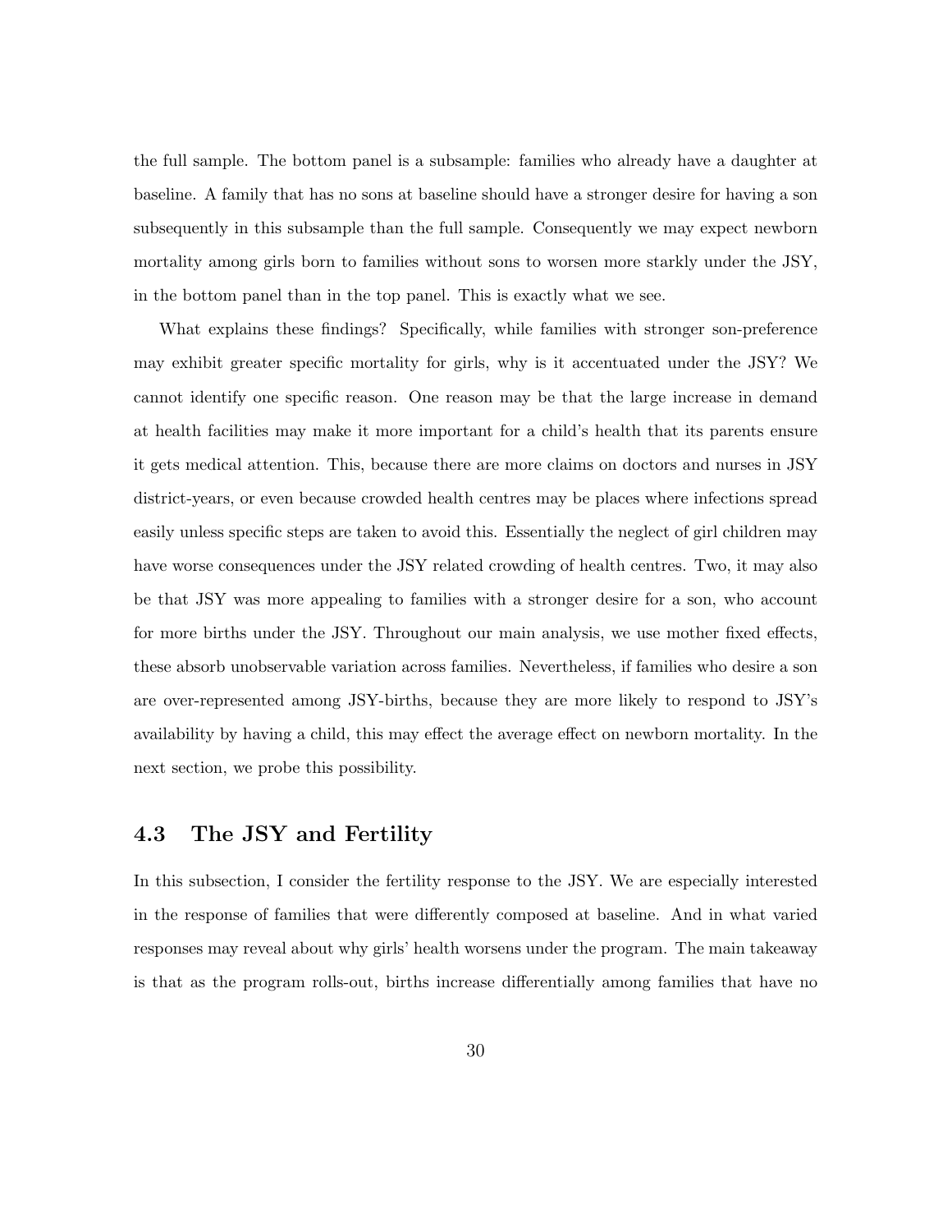the full sample. The bottom panel is a subsample: families who already have a daughter at baseline. A family that has no sons at baseline should have a stronger desire for having a son subsequently in this subsample than the full sample. Consequently we may expect newborn mortality among girls born to families without sons to worsen more starkly under the JSY, in the bottom panel than in the top panel. This is exactly what we see.

What explains these findings? Specifically, while families with stronger son-preference may exhibit greater specific mortality for girls, why is it accentuated under the JSY? We cannot identify one specific reason. One reason may be that the large increase in demand at health facilities may make it more important for a child's health that its parents ensure it gets medical attention. This, because there are more claims on doctors and nurses in JSY district-years, or even because crowded health centres may be places where infections spread easily unless specific steps are taken to avoid this. Essentially the neglect of girl children may have worse consequences under the JSY related crowding of health centres. Two, it may also be that JSY was more appealing to families with a stronger desire for a son, who account for more births under the JSY. Throughout our main analysis, we use mother fixed effects, these absorb unobservable variation across families. Nevertheless, if families who desire a son are over-represented among JSY-births, because they are more likely to respond to JSY's availability by having a child, this may effect the average effect on newborn mortality. In the next section, we probe this possibility.

## 4.3 The JSY and Fertility

In this subsection, I consider the fertility response to the JSY. We are especially interested in the response of families that were differently composed at baseline. And in what varied responses may reveal about why girls' health worsens under the program. The main takeaway is that as the program rolls-out, births increase differentially among families that have no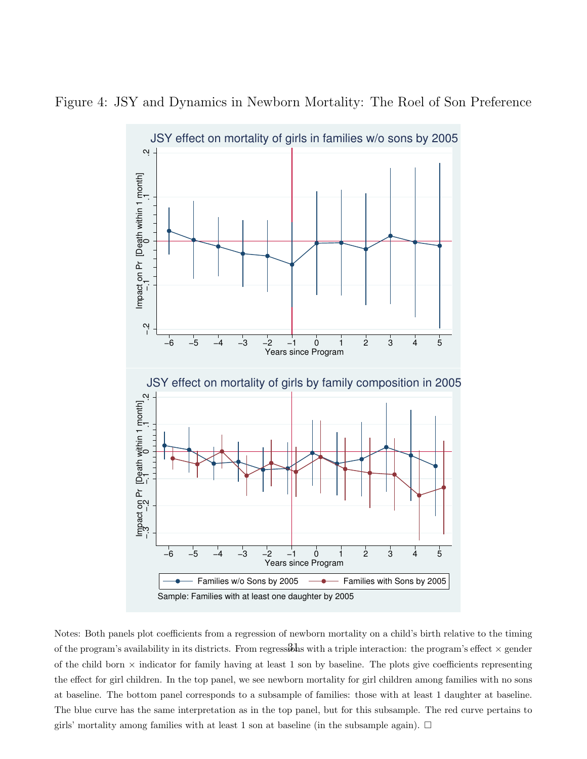Figure 4: JSY and Dynamics in Newborn Mortality: The Roel of Son Preference

Notes: Both panels plot coefficients from a regression of newborn mortality on a child's birth relative to the timing of the program's availability in its districts. From regressions with a triple interaction: the program's effect × gender of the child born × indicator for family having at least 1 son by baseline. The plots give coefficients representing the effect for girl children. In the top panel, we see newborn mortality for girl children among families with no sons at baseline. The bottom panel corresponds to a subsample of families: those with at least 1 daughter at baseline. The blue curve has the same interpretation as in the top panel, but for this subsample. The red curve pertains to girls' mortality among families with at least 1 son at baseline (in the subsample again). □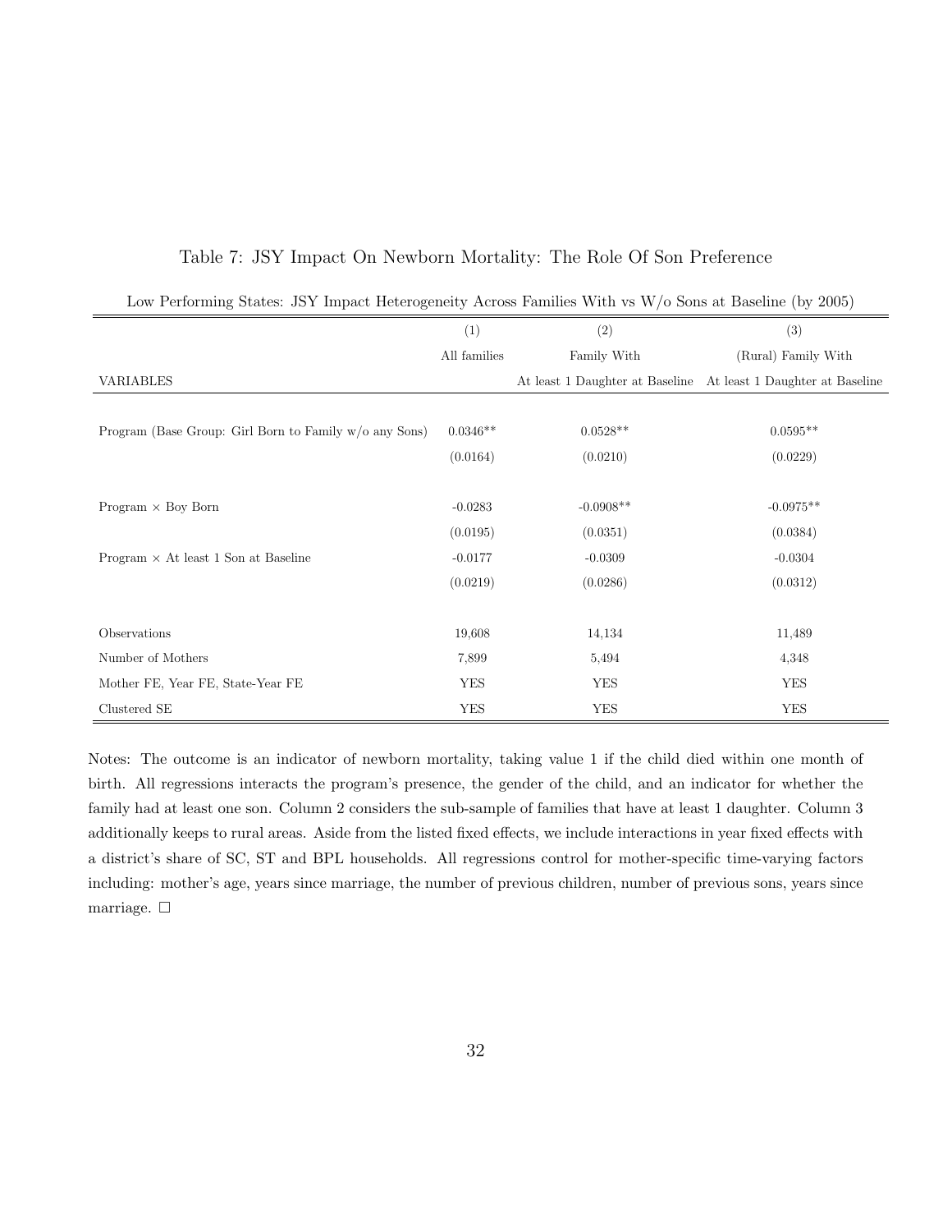Table 7: JSY Impact On Newborn Mortality: The Role Of Son Preference

Low Performing States: JSY Impact Heterogeneity Across Families With vs W/o Sons at Baseline (by 2005)

| | (1) | (2) | (3) |
|---|---|---|---|
| | All families | Family With | (Rural) Family With |
| VARIABLES | | At least 1 Daughter at Baseline | At least 1 Daughter at Baseline |
| Program (Base Group: Girl Born to Family w/o any Sons) | 0.0346** | 0.0528** | 0.0595** |
| | (0.0164) | (0.0210) | (0.0229) |
| Program × Boy Born | -0.0283 | -0.0908** | -0.0975** |
| | (0.0195) | (0.0351) | (0.0384) |
| Program × At least 1 Son at Baseline | -0.0177 | -0.0309 | -0.0304 |
| | (0.0219) | (0.0286) | (0.0312) |
| Observations | 19,608 | 14,134 | 11,489 |
| Number of Mothers | 7,899 | 5,494 | 4,348 |
| Mother FE, Year FE, State-Year FE | YES | YES | YES |
| Clustered SE | YES | YES | YES |

Notes: The outcome is an indicator of newborn mortality, taking value 1 if the child died within one month of birth. All regressions interacts the program's presence, the gender of the child, and an indicator for whether the family had at least one son. Column 2 considers the sub-sample of families that have at least 1 daughter. Column 3 additionally keeps to rural areas. Aside from the listed fixed effects, we include interactions in year fixed effects with a district's share of SC, ST and BPL households. All regressions control for mother-specific time-varying factors including: mother's age, years since marriage, the number of previous children, number of previous sons, years since marriage. □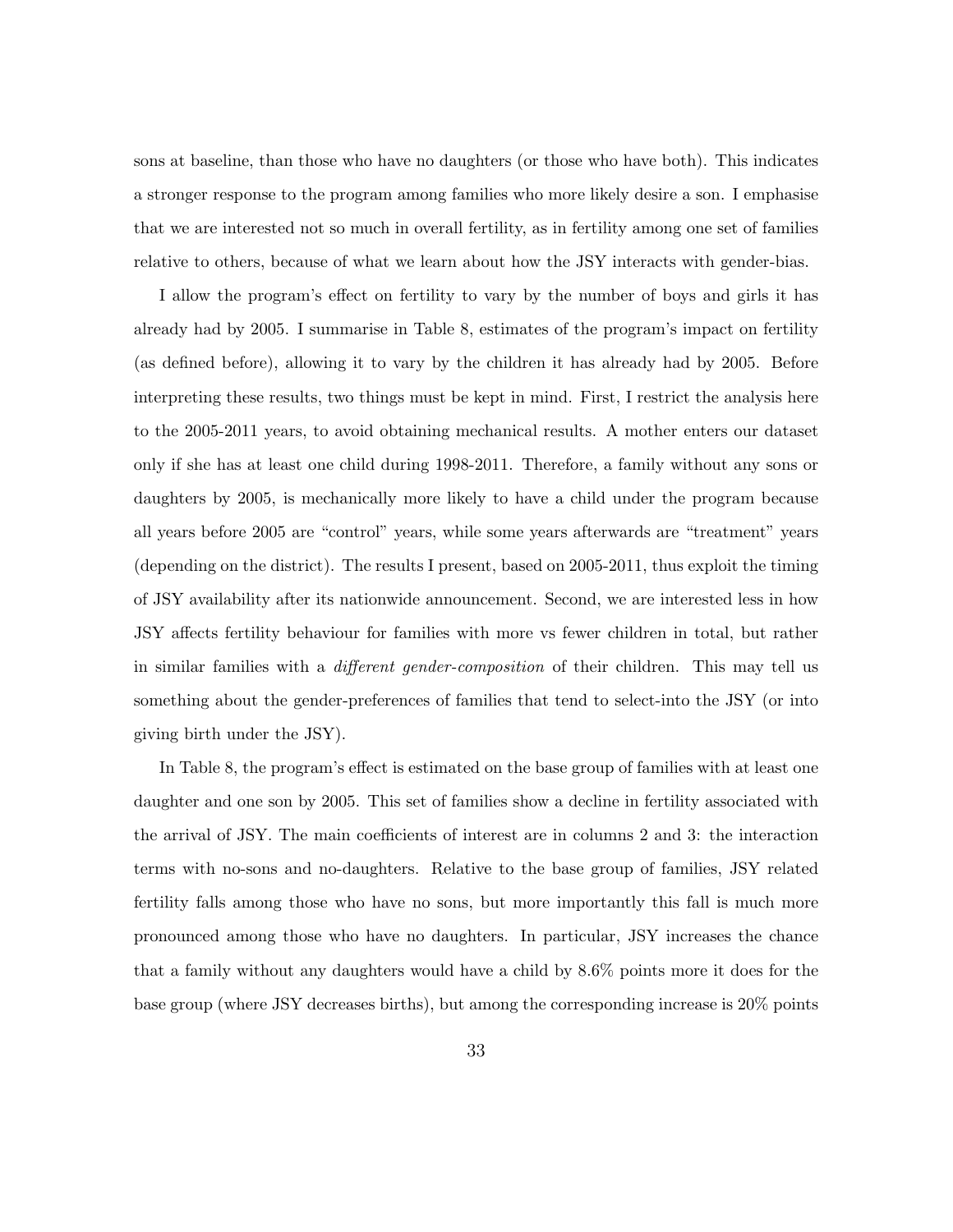sons at baseline, than those who have no daughters (or those who have both). This indicates a stronger response to the program among families who more likely desire a son. I emphasise that we are interested not so much in overall fertility, as in fertility among one set of families relative to others, because of what we learn about how the JSY interacts with gender-bias.

I allow the program's effect on fertility to vary by the number of boys and girls it has already had by 2005. I summarise in Table 8, estimates of the program's impact on fertility (as defined before), allowing it to vary by the children it has already had by 2005. Before interpreting these results, two things must be kept in mind. First, I restrict the analysis here to the 2005-2011 years, to avoid obtaining mechanical results. A mother enters our dataset only if she has at least one child during 1998-2011. Therefore, a family without any sons or daughters by 2005, is mechanically more likely to have a child under the program because all years before 2005 are "control" years, while some years afterwards are "treatment" years (depending on the district). The results I present, based on 2005-2011, thus exploit the timing of JSY availability after its nationwide announcement. Second, we are interested less in how JSY affects fertility behaviour for families with more vs fewer children in total, but rather in similar families with a *different gender-composition* of their children. This may tell us something about the gender-preferences of families that tend to select-into the JSY (or into giving birth under the JSY).

In Table 8, the program's effect is estimated on the base group of families with at least one daughter and one son by 2005. This set of families show a decline in fertility associated with the arrival of JSY. The main coefficients of interest are in columns 2 and 3: the interaction terms with no-sons and no-daughters. Relative to the base group of families, JSY related fertility falls among those who have no sons, but more importantly this fall is much more pronounced among those who have no daughters. In particular, JSY increases the chance that a family without any daughters would have a child by 8.6% points more it does for the base group (where JSY decreases births), but among the corresponding increase is 20% points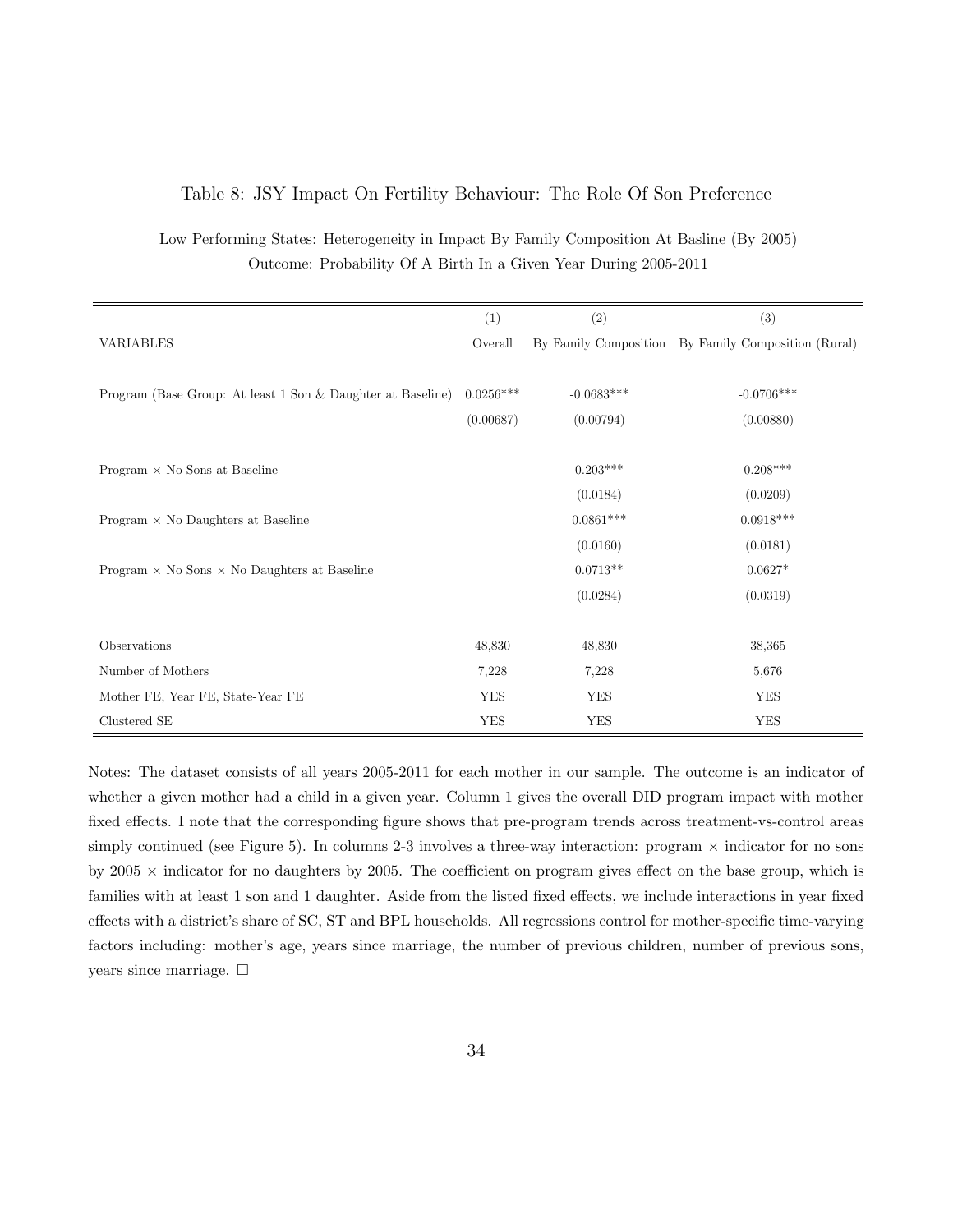Table 8: JSY Impact On Fertility Behaviour: The Role Of Son Preference

Low Performing States: Heterogeneity in Impact By Family Composition At Basline (By 2005)
Outcome: Probability Of A Birth In a Given Year During 2005-2011

| | (1) | (2) | (3) |
|---|---|---|---|
| VARIABLES | Overall | By Family Composition | By Family Composition (Rural) |
| Program (Base Group: At least 1 Son & Daughter at Baseline) | 0.0256*** | -0.0683*** | -0.0706*** |
| | (0.00687) | (0.00794) | (0.00880) |
| Program × No Sons at Baseline | | 0.203*** | 0.208*** |
| | | (0.0184) | (0.0209) |
| Program × No Daughters at Baseline | | 0.0861*** | 0.0918*** |
| | | (0.0160) | (0.0181) |
| Program × No Sons × No Daughters at Baseline | | 0.0713** | 0.0627* |
| | | (0.0284) | (0.0319) |
| Observations | 48,830 | 48,830 | 38,365 |
| Number of Mothers | 7,228 | 7,228 | 5,676 |
| Mother FE, Year FE, State-Year FE | YES | YES | YES |
| Clustered SE | YES | YES | YES |

Notes: The dataset consists of all years 2005-2011 for each mother in our sample. The outcome is an indicator of whether a given mother had a child in a given year. Column 1 gives the overall DID program impact with mother fixed effects. I note that the corresponding figure shows that pre-program trends across treatment-vs-control areas simply continued (see Figure 5). In columns 2-3 involves a three-way interaction: program × indicator for no sons by 2005 × indicator for no daughters by 2005. The coefficient on program gives effect on the base group, which is families with at least 1 son and 1 daughter. Aside from the listed fixed effects, we include interactions in year fixed effects with a district's share of SC, ST and BPL households. All regressions control for mother-specific time-varying factors including: mother's age, years since marriage, the number of previous children, number of previous sons, years since marriage. □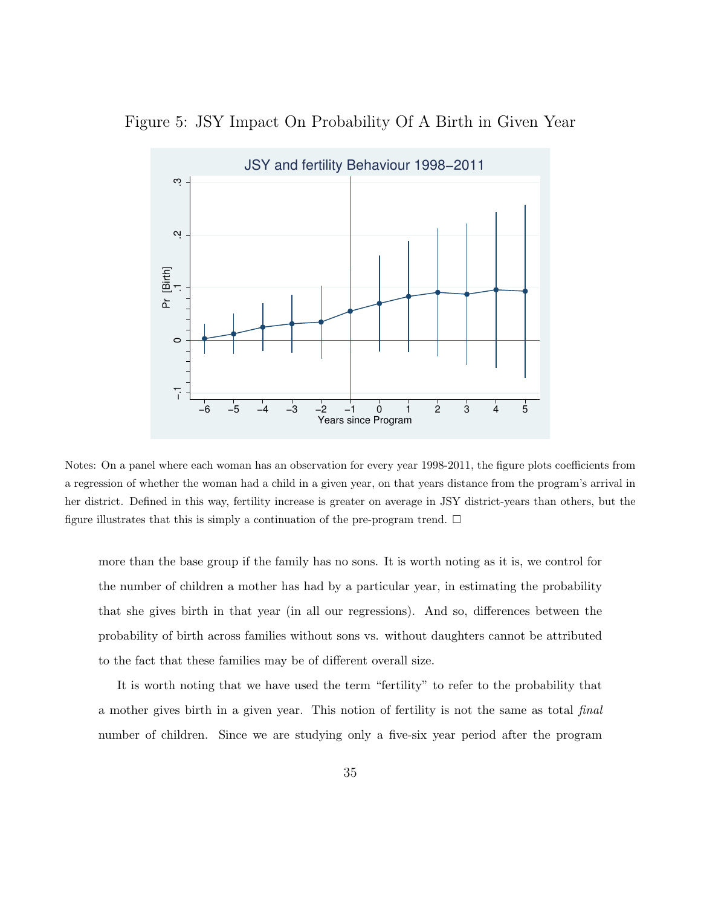Figure 5: JSY Impact On Probability Of A Birth in Given Year

Notes: On a panel where each woman has an observation for every year 1998-2011, the figure plots coefficients from a regression of whether the woman had a child in a given year, on that years distance from the program's arrival in her district. Defined in this way, fertility increase is greater on average in JSY district-years than others, but the figure illustrates that this is simply a continuation of the pre-program trend. □

more than the base group if the family has no sons. It is worth noting as it is, we control for the number of children a mother has had by a particular year, in estimating the probability that she gives birth in that year (in all our regressions). And so, differences between the probability of birth across families without sons vs. without daughters cannot be attributed to the fact that these families may be of different overall size.

It is worth noting that we have used the term "fertility" to refer to the probability that a mother gives birth in a given year. This notion of fertility is not the same as total *final* number of children. Since we are studying only a five-six year period after the program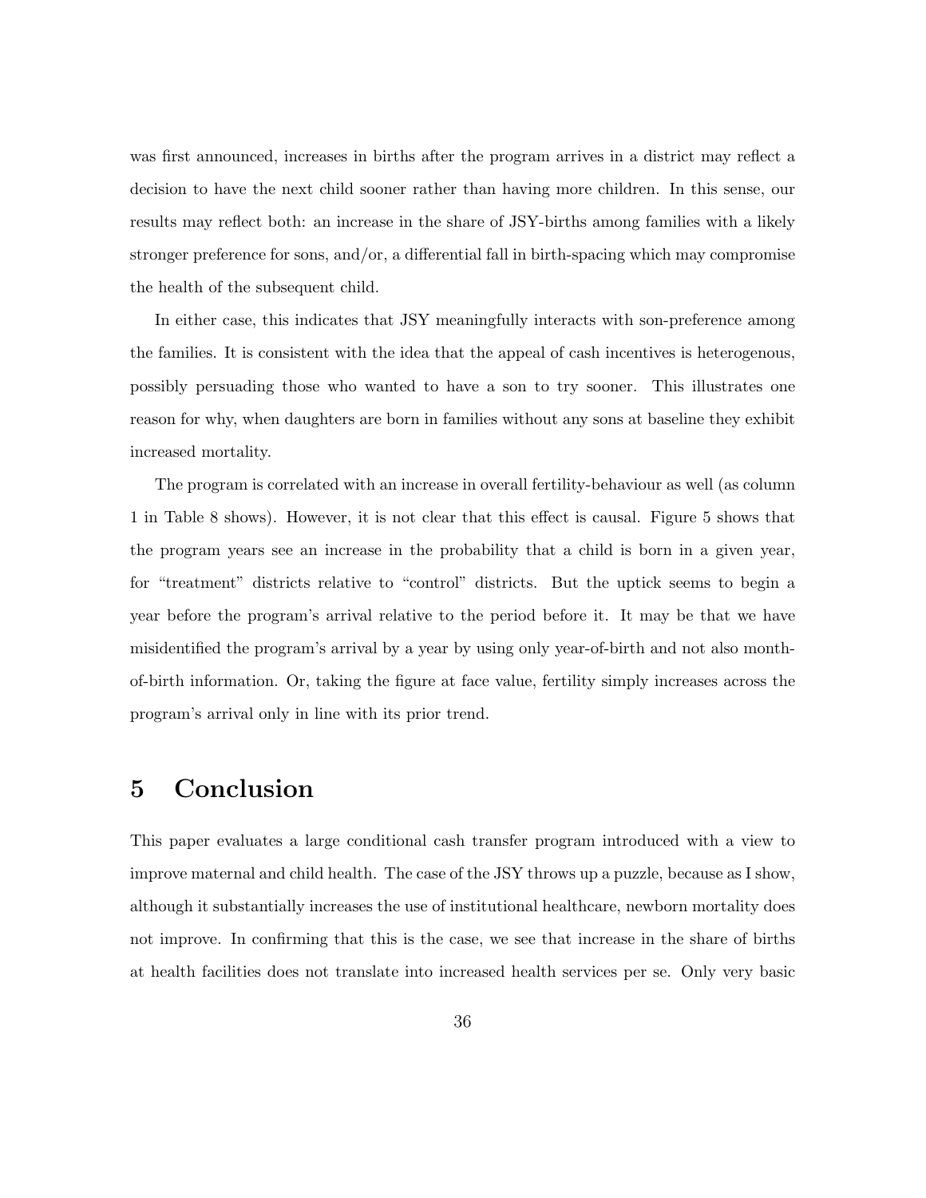was first announced, increases in births after the program arrives in a district may reflect a decision to have the next child sooner rather than having more children. In this sense, our results may reflect both: an increase in the share of JSY-births among families with a likely stronger preference for sons, and/or, a differential fall in birth-spacing which may compromise the health of the subsequent child.

In either case, this indicates that JSY meaningfully interacts with son-preference among the families. It is consistent with the idea that the appeal of cash incentives is heterogenous, possibly persuading those who wanted to have a son to try sooner. This illustrates one reason for why, when daughters are born in families without any sons at baseline they exhibit increased mortality.

The program is correlated with an increase in overall fertility-behaviour as well (as column 1 in Table 8 shows). However, it is not clear that this effect is causal. Figure 5 shows that the program years see an increase in the probability that a child is born in a given year, for "treatment" districts relative to "control" districts. But the uptick seems to begin a year before the program's arrival relative to the period before it. It may be that we have misidentified the program's arrival by a year by using only year-of-birth and not also month-of-birth information. Or, taking the figure at face value, fertility simply increases across the program's arrival only in line with its prior trend.

# 5 Conclusion

This paper evaluates a large conditional cash transfer program introduced with a view to improve maternal and child health. The case of the JSY throws up a puzzle, because as I show, although it substantially increases the use of institutional healthcare, newborn mortality does not improve. In confirming that this is the case, we see that increase in the share of births at health facilities does not translate into increased health services per se. Only very basic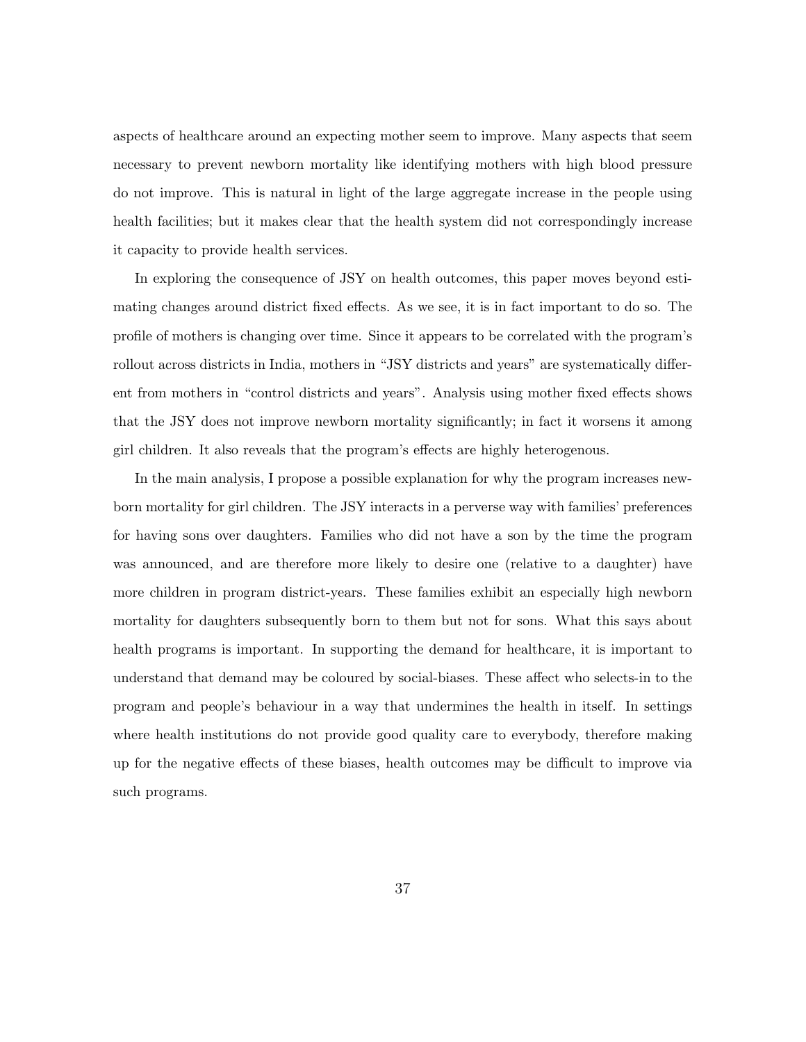aspects of healthcare around an expecting mother seem to improve. Many aspects that seem necessary to prevent newborn mortality like identifying mothers with high blood pressure do not improve. This is natural in light of the large aggregate increase in the people using health facilities; but it makes clear that the health system did not correspondingly increase it capacity to provide health services.

In exploring the consequence of JSY on health outcomes, this paper moves beyond estimating changes around district fixed effects. As we see, it is in fact important to do so. The profile of mothers is changing over time. Since it appears to be correlated with the program's rollout across districts in India, mothers in "JSY districts and years" are systematically different from mothers in "control districts and years". Analysis using mother fixed effects shows that the JSY does not improve newborn mortality significantly; in fact it worsens it among girl children. It also reveals that the program's effects are highly heterogenous.

In the main analysis, I propose a possible explanation for why the program increases newborn mortality for girl children. The JSY interacts in a perverse way with families' preferences for having sons over daughters. Families who did not have a son by the time the program was announced, and are therefore more likely to desire one (relative to a daughter) have more children in program district-years. These families exhibit an especially high newborn mortality for daughters subsequently born to them but not for sons. What this says about health programs is important. In supporting the demand for healthcare, it is important to understand that demand may be coloured by social-biases. These affect who selects-in to the program and people's behaviour in a way that undermines the health in itself. In settings where health institutions do not provide good quality care to everybody, therefore making up for the negative effects of these biases, health outcomes may be difficult to improve via such programs.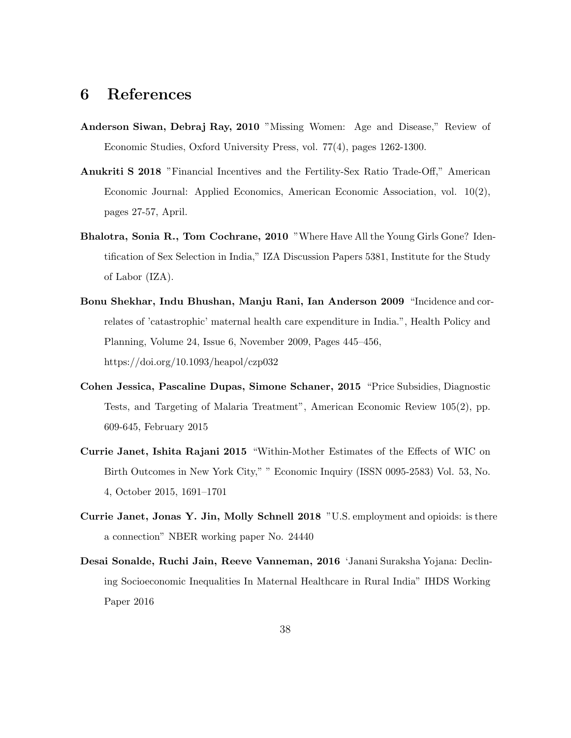# 6 References

**Anderson Siwan, Debraj Ray, 2010** "Missing Women: Age and Disease," Review of Economic Studies, Oxford University Press, vol. 77(4), pages 1262-1300.

**Anukriti S 2018** "Financial Incentives and the Fertility-Sex Ratio Trade-Off," American Economic Journal: Applied Economics, American Economic Association, vol. 10(2), pages 27-57, April.

**Bhalotra, Sonia R., Tom Cochrane, 2010** "Where Have All the Young Girls Gone? Identification of Sex Selection in India," IZA Discussion Papers 5381, Institute for the Study of Labor (IZA).

**Bonu Shekhar, Indu Bhushan, Manju Rani, Ian Anderson 2009** "Incidence and correlates of 'catastrophic' maternal health care expenditure in India.", Health Policy and Planning, Volume 24, Issue 6, November 2009, Pages 445–456, https://doi.org/10.1093/heapol/czp032

**Cohen Jessica, Pascaline Dupas, Simone Schaner, 2015** "Price Subsidies, Diagnostic Tests, and Targeting of Malaria Treatment", American Economic Review 105(2), pp. 609-645, February 2015

**Currie Janet, Ishita Rajani 2015** "Within-Mother Estimates of the Effects of WIC on Birth Outcomes in New York City," " Economic Inquiry (ISSN 0095-2583) Vol. 53, No. 4, October 2015, 1691–1701

**Currie Janet, Jonas Y. Jin, Molly Schnell 2018** "U.S. employment and opioids: is there a connection" NBER working paper No. 24440

**Desai Sonalde, Ruchi Jain, Reeve Vanneman, 2016** 'Janani Suraksha Yojana: Declining Socioeconomic Inequalities In Maternal Healthcare in Rural India" IHDS Working Paper 2016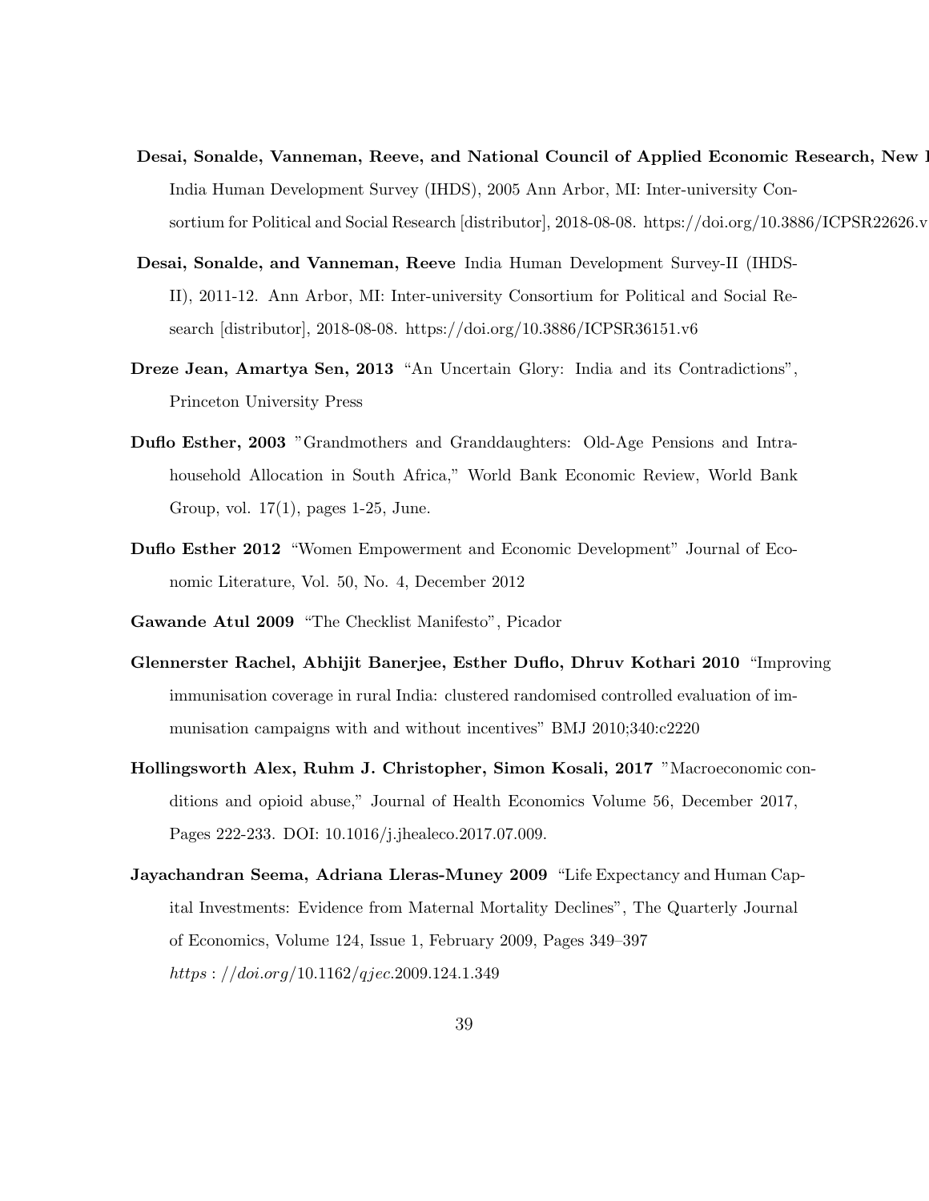**Desai, Sonalde, Vanneman, Reeve, and National Council of Applied Economic Research, New I** India Human Development Survey (IHDS), 2005 Ann Arbor, MI: Inter-university Consortium for Political and Social Research [distributor], 2018-08-08. https://doi.org/10.3886/ICPSR22626.v

**Desai, Sonalde, and Vanneman, Reeve** India Human Development Survey-II (IHDS-II), 2011-12. Ann Arbor, MI: Inter-university Consortium for Political and Social Research [distributor], 2018-08-08. https://doi.org/10.3886/ICPSR36151.v6

**Dreze Jean, Amartya Sen, 2013** "An Uncertain Glory: India and its Contradictions", Princeton University Press

**Duflo Esther, 2003** "Grandmothers and Granddaughters: Old-Age Pensions and Intrahousehold Allocation in South Africa," World Bank Economic Review, World Bank Group, vol. 17(1), pages 1-25, June.

**Duflo Esther 2012** "Women Empowerment and Economic Development" Journal of Economic Literature, Vol. 50, No. 4, December 2012

**Gawande Atul 2009** "The Checklist Manifesto", Picador

**Glennerster Rachel, Abhijit Banerjee, Esther Duflo, Dhruv Kothari 2010** "Improving immunisation coverage in rural India: clustered randomised controlled evaluation of immunisation campaigns with and without incentives" BMJ 2010;340:c2220

**Hollingsworth Alex, Ruhm J. Christopher, Simon Kosali, 2017** "Macroeconomic conditions and opioid abuse," Journal of Health Economics Volume 56, December 2017, Pages 222-233. DOI: 10.1016/j.jhealeco.2017.07.009.

**Jayachandran Seema, Adriana Lleras-Muney 2009** "Life Expectancy and Human Capital Investments: Evidence from Maternal Mortality Declines", The Quarterly Journal of Economics, Volume 124, Issue 1, February 2009, Pages 349–397 *https://doi.org/10.1162/qjec.2009.124.1.349*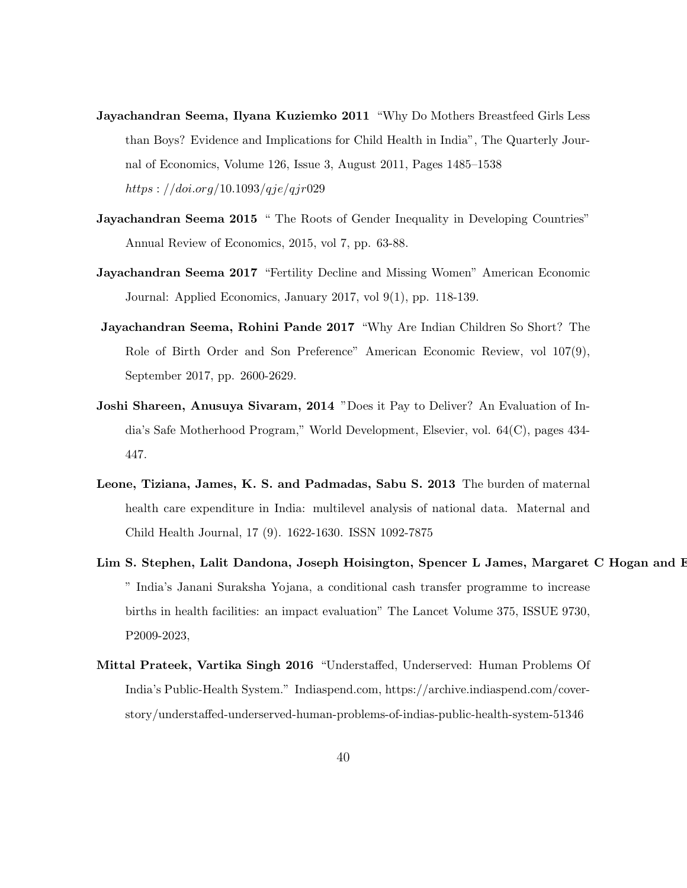**Jayachandran Seema, Ilyana Kuziemko 2011** "Why Do Mothers Breastfeed Girls Less than Boys? Evidence and Implications for Child Health in India", The Quarterly Journal of Economics, Volume 126, Issue 3, August 2011, Pages 1485–1538 $https://doi.org/10.1093/qje/qjr029$

**Jayachandran Seema 2015** " The Roots of Gender Inequality in Developing Countries" Annual Review of Economics, 2015, vol 7, pp. 63-88.

**Jayachandran Seema 2017** "Fertility Decline and Missing Women" American Economic Journal: Applied Economics, January 2017, vol 9(1), pp. 118-139.

**Jayachandran Seema, Rohini Pande 2017** "Why Are Indian Children So Short? The Role of Birth Order and Son Preference" American Economic Review, vol 107(9), September 2017, pp. 2600-2629.

**Joshi Shareen, Anusuya Sivaram, 2014** "Does it Pay to Deliver? An Evaluation of India's Safe Motherhood Program," World Development, Elsevier, vol. 64(C), pages 434-447.

**Leone, Tiziana, James, K. S. and Padmadas, Sabu S. 2013** The burden of maternal health care expenditure in India: multilevel analysis of national data. Maternal and Child Health Journal, 17 (9). 1622-1630. ISSN 1092-7875

**Lim S. Stephen, Lalit Dandona, Joseph Hoisington, Spencer L James, Margaret C Hogan and E** " India's Janani Suraksha Yojana, a conditional cash transfer programme to increase births in health facilities: an impact evaluation" The Lancet Volume 375, ISSUE 9730, P2009-2023,

**Mittal Prateek, Vartika Singh 2016** "Understaffed, Underserved: Human Problems Of India's Public-Health System." Indiaspend.com, https://archive.indiaspend.com/cover-story/understaffed-underserved-human-problems-of-indias-public-health-system-51346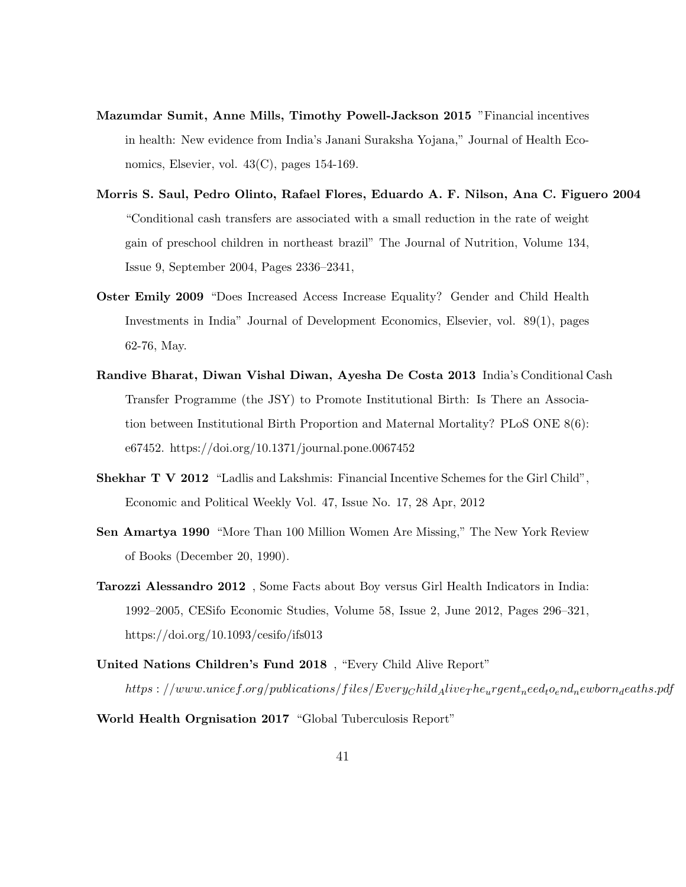**Mazumdar Sumit, Anne Mills, Timothy Powell-Jackson 2015** "Financial incentives in health: New evidence from India's Janani Suraksha Yojana," Journal of Health Economics, Elsevier, vol. 43(C), pages 154-169.

**Morris S. Saul, Pedro Olinto, Rafael Flores, Eduardo A. F. Nilson, Ana C. Figuero 2004** "Conditional cash transfers are associated with a small reduction in the rate of weight gain of preschool children in northeast brazil" The Journal of Nutrition, Volume 134, Issue 9, September 2004, Pages 2336–2341,

**Oster Emily 2009** "Does Increased Access Increase Equality? Gender and Child Health Investments in India" Journal of Development Economics, Elsevier, vol. 89(1), pages 62-76, May.

**Randive Bharat, Diwan Vishal Diwan, Ayesha De Costa 2013** India's Conditional Cash Transfer Programme (the JSY) to Promote Institutional Birth: Is There an Association between Institutional Birth Proportion and Maternal Mortality? PLoS ONE 8(6): e67452. https://doi.org/10.1371/journal.pone.0067452

**Shekhar T V 2012** "Ladlis and Lakshmis: Financial Incentive Schemes for the Girl Child", Economic and Political Weekly Vol. 47, Issue No. 17, 28 Apr, 2012

**Sen Amartya 1990** "More Than 100 Million Women Are Missing," The New York Review of Books (December 20, 1990).

**Tarozzi Alessandro 2012** , Some Facts about Boy versus Girl Health Indicators in India: 1992–2005, CESifo Economic Studies, Volume 58, Issue 2, June 2012, Pages 296–321, https://doi.org/10.1093/cesifo/ifs013

**United Nations Children's Fund 2018** , "Every Child Alive Report" *https://www.unicef.org/publications/files/Every_Child_Alive_The_urgent_need_to_end_newborn_deaths.pdf*

**World Health Orgnisation 2017** "Global Tuberculosis Report"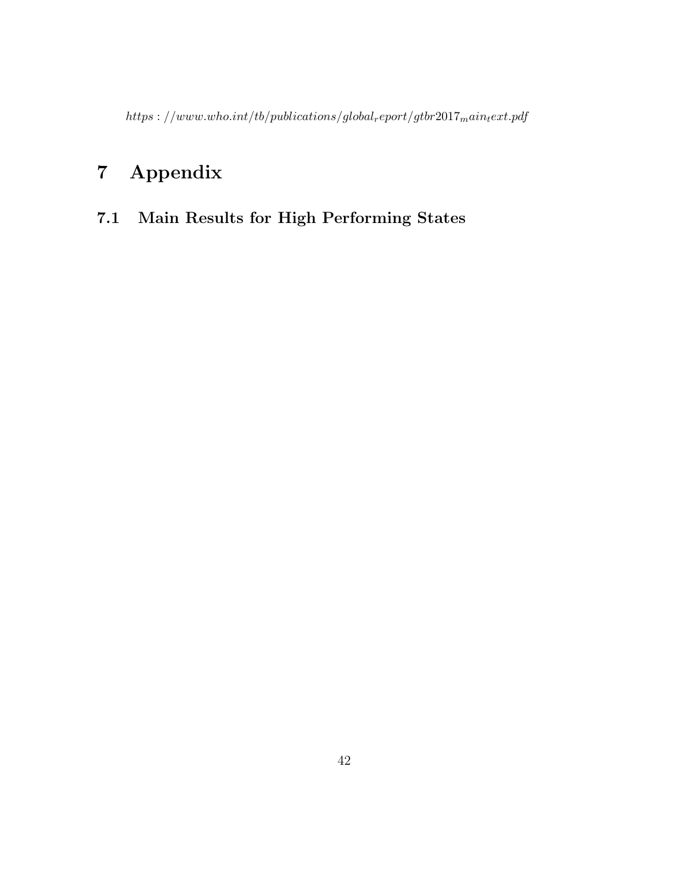$https://www.who.int/tb/publications/global_report/gtbr2017_main_text.pdf$

# 7 Appendix

## 7.1 Main Results for High Performing States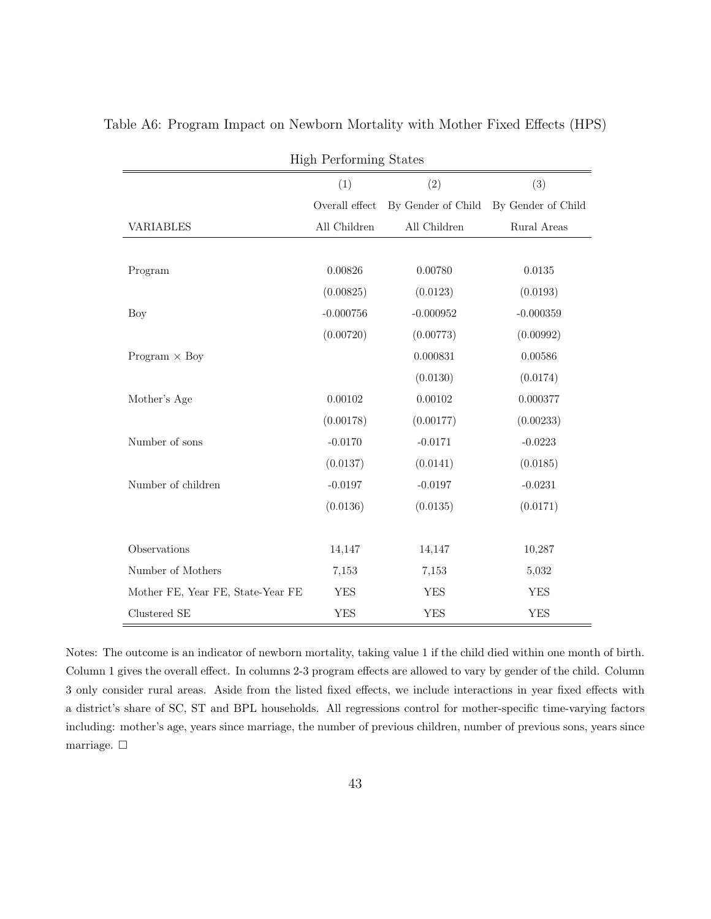Table A6: Program Impact on Newborn Mortality with Mother Fixed Effects (HPS)

| High Performing States | | | |
|---|---|---|---|
| | (1) | (2) | (3) |
| | Overall effect | By Gender of Child | By Gender of Child |
| VARIABLES | All Children | All Children | Rural Areas |
| Program | 0.00826 | 0.00780 | 0.0135 |
| | (0.00825) | (0.0123) | (0.0193) |
| Boy | -0.000756 | -0.000952 | -0.000359 |
| | (0.00720) | (0.00773) | (0.00992) |
| Program × Boy | | 0.000831 | 0.00586 |
| | | (0.0130) | (0.0174) |
| Mother's Age | 0.00102 | 0.00102 | 0.000377 |
| | (0.00178) | (0.00177) | (0.00233) |
| Number of sons | -0.0170 | -0.0171 | -0.0223 |
| | (0.0137) | (0.0141) | (0.0185) |
| Number of children | -0.0197 | -0.0197 | -0.0231 |
| | (0.0136) | (0.0135) | (0.0171) |
| Observations | 14,147 | 14,147 | 10,287 |
| Number of Mothers | 7,153 | 7,153 | 5,032 |
| Mother FE, Year FE, State-Year FE | YES | YES | YES |
| Clustered SE | YES | YES | YES |

Notes: The outcome is an indicator of newborn mortality, taking value 1 if the child died within one month of birth. Column 1 gives the overall effect. In columns 2-3 program effects are allowed to vary by gender of the child. Column 3 only consider rural areas. Aside from the listed fixed effects, we include interactions in year fixed effects with a district's share of SC, ST and BPL households. All regressions control for mother-specific time-varying factors including: mother's age, years since marriage, the number of previous children, number of previous sons, years since marriage. □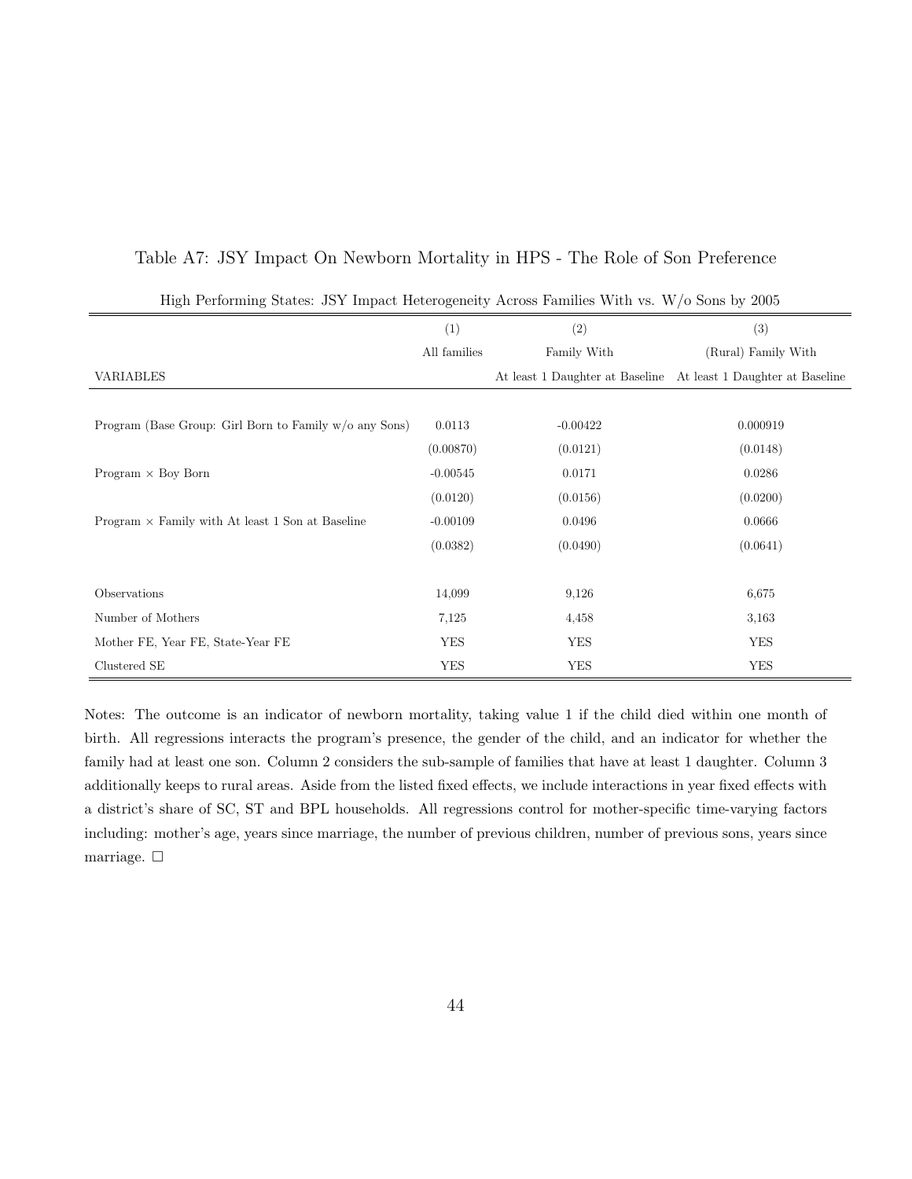Table A7: JSY Impact On Newborn Mortality in HPS - The Role of Son Preference

High Performing States: JSY Impact Heterogeneity Across Families With vs. W/o Sons by 2005

| | (1) | (2) | (3) |
|---|---|---|---|
| | All families | Family With | (Rural) Family With |
| VARIABLES | | At least 1 Daughter at Baseline | At least 1 Daughter at Baseline |
| Program (Base Group: Girl Born to Family w/o any Sons) | 0.0113 | -0.00422 | 0.000919 |
| | (0.00870) | (0.0121) | (0.0148) |
| Program × Boy Born | -0.00545 | 0.0171 | 0.0286 |
| | (0.0120) | (0.0156) | (0.0200) |
| Program × Family with At least 1 Son at Baseline | -0.00109 | 0.0496 | 0.0666 |
| | (0.0382) | (0.0490) | (0.0641) |
| Observations | 14,099 | 9,126 | 6,675 |
| Number of Mothers | 7,125 | 4,458 | 3,163 |
| Mother FE, Year FE, State-Year FE | YES | YES | YES |
| Clustered SE | YES | YES | YES |

Notes: The outcome is an indicator of newborn mortality, taking value 1 if the child died within one month of birth. All regressions interacts the program's presence, the gender of the child, and an indicator for whether the family had at least one son. Column 2 considers the sub-sample of families that have at least 1 daughter. Column 3 additionally keeps to rural areas. Aside from the listed fixed effects, we include interactions in year fixed effects with a district's share of SC, ST and BPL households. All regressions control for mother-specific time-varying factors including: mother's age, years since marriage, the number of previous children, number of previous sons, years since marriage. □